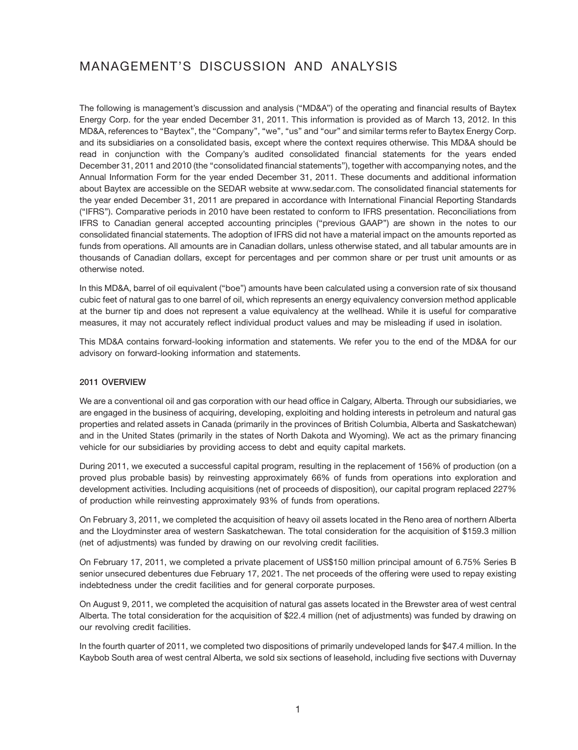# MANAGEMENT'S DISCUSSION AND ANALYSIS

The following is management's discussion and analysis ("MD&A") of the operating and financial results of Baytex Energy Corp. for the year ended December 31, 2011. This information is provided as of March 13, 2012. In this MD&A, references to "Baytex", the "Company", "we", "us" and "our" and similar terms refer to Baytex Energy Corp. and its subsidiaries on a consolidated basis, except where the context requires otherwise. This MD&A should be read in conjunction with the Company's audited consolidated financial statements for the years ended December 31, 2011 and 2010 (the "consolidated financial statements"), together with accompanying notes, and the Annual Information Form for the year ended December 31, 2011. These documents and additional information about Baytex are accessible on the SEDAR website at www.sedar.com. The consolidated financial statements for the year ended December 31, 2011 are prepared in accordance with International Financial Reporting Standards ("IFRS"). Comparative periods in 2010 have been restated to conform to IFRS presentation. Reconciliations from IFRS to Canadian general accepted accounting principles ("previous GAAP") are shown in the notes to our consolidated financial statements. The adoption of IFRS did not have a material impact on the amounts reported as funds from operations. All amounts are in Canadian dollars, unless otherwise stated, and all tabular amounts are in thousands of Canadian dollars, except for percentages and per common share or per trust unit amounts or as otherwise noted.

In this MD&A, barrel of oil equivalent ("boe") amounts have been calculated using a conversion rate of six thousand cubic feet of natural gas to one barrel of oil, which represents an energy equivalency conversion method applicable at the burner tip and does not represent a value equivalency at the wellhead. While it is useful for comparative measures, it may not accurately reflect individual product values and may be misleading if used in isolation.

This MD&A contains forward-looking information and statements. We refer you to the end of the MD&A for our advisory on forward-looking information and statements.

**2011 OVERVIEW**

We are a conventional oil and gas corporation with our head office in Calgary, Alberta. Through our subsidiaries, we are engaged in the business of acquiring, developing, exploiting and holding interests in petroleum and natural gas properties and related assets in Canada (primarily in the provinces of British Columbia, Alberta and Saskatchewan) and in the United States (primarily in the states of North Dakota and Wyoming). We act as the primary financing vehicle for our subsidiaries by providing access to debt and equity capital markets.

During 2011, we executed a successful capital program, resulting in the replacement of 156% of production (on a proved plus probable basis) by reinvesting approximately 66% of funds from operations into exploration and development activities. Including acquisitions (net of proceeds of disposition), our capital program replaced 227% of production while reinvesting approximately 93% of funds from operations.

On February 3, 2011, we completed the acquisition of heavy oil assets located in the Reno area of northern Alberta and the Lloydminster area of western Saskatchewan. The total consideration for the acquisition of $159.3 million (net of adjustments) was funded by drawing on our revolving credit facilities.

On February 17, 2011, we completed a private placement of US$150 million principal amount of 6.75% Series B senior unsecured debentures due February 17, 2021. The net proceeds of the offering were used to repay existing indebtedness under the credit facilities and for general corporate purposes.

On August 9, 2011, we completed the acquisition of natural gas assets located in the Brewster area of west central Alberta. The total consideration for the acquisition of $22.4 million (net of adjustments) was funded by drawing on our revolving credit facilities.

In the fourth quarter of 2011, we completed two dispositions of primarily undeveloped lands for $47.4 million. In the Kaybob South area of west central Alberta, we sold six sections of leasehold, including five sections with Duvernay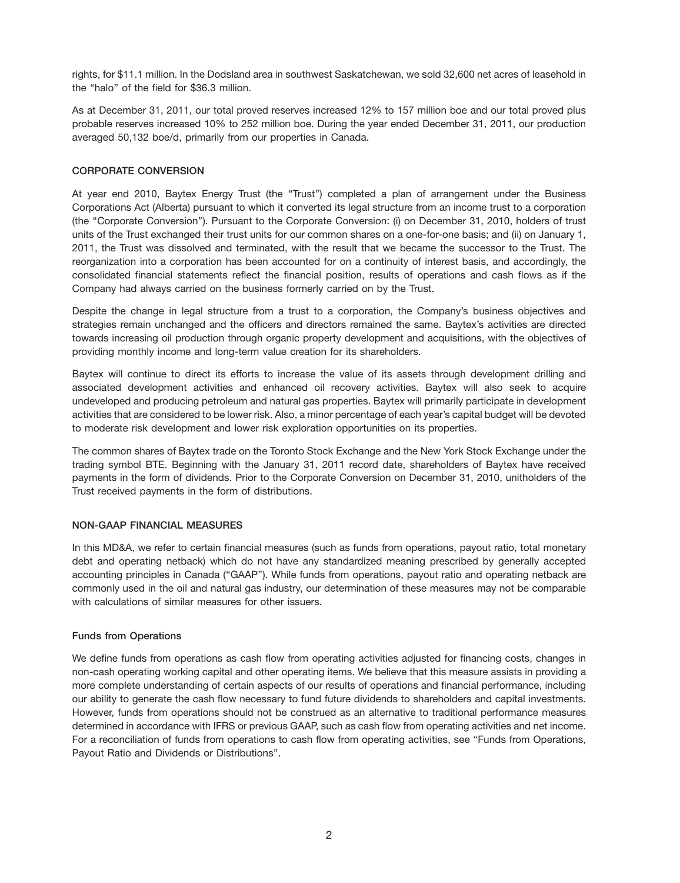rights, for $11.1 million. In the Dodsland area in southwest Saskatchewan, we sold 32,600 net acres of leasehold in the "halo" of the field for $36.3 million.

As at December 31, 2011, our total proved reserves increased 12% to 157 million boe and our total proved plus probable reserves increased 10% to 252 million boe. During the year ended December 31, 2011, our production averaged 50,132 boe/d, primarily from our properties in Canada.

## CORPORATE CONVERSION

At year end 2010, Baytex Energy Trust (the "Trust") completed a plan of arrangement under the Business Corporations Act (Alberta) pursuant to which it converted its legal structure from an income trust to a corporation (the "Corporate Conversion"). Pursuant to the Corporate Conversion: (i) on December 31, 2010, holders of trust units of the Trust exchanged their trust units for our common shares on a one-for-one basis; and (ii) on January 1, 2011, the Trust was dissolved and terminated, with the result that we became the successor to the Trust. The reorganization into a corporation has been accounted for on a continuity of interest basis, and accordingly, the consolidated financial statements reflect the financial position, results of operations and cash flows as if the Company had always carried on the business formerly carried on by the Trust.

Despite the change in legal structure from a trust to a corporation, the Company's business objectives and strategies remain unchanged and the officers and directors remained the same. Baytex's activities are directed towards increasing oil production through organic property development and acquisitions, with the objectives of providing monthly income and long-term value creation for its shareholders.

Baytex will continue to direct its efforts to increase the value of its assets through development drilling and associated development activities and enhanced oil recovery activities. Baytex will also seek to acquire undeveloped and producing petroleum and natural gas properties. Baytex will primarily participate in development activities that are considered to be lower risk. Also, a minor percentage of each year's capital budget will be devoted to moderate risk development and lower risk exploration opportunities on its properties.

The common shares of Baytex trade on the Toronto Stock Exchange and the New York Stock Exchange under the trading symbol BTE. Beginning with the January 31, 2011 record date, shareholders of Baytex have received payments in the form of dividends. Prior to the Corporate Conversion on December 31, 2010, unitholders of the Trust received payments in the form of distributions.

## NON-GAAP FINANCIAL MEASURES

In this MD&A, we refer to certain financial measures (such as funds from operations, payout ratio, total monetary debt and operating netback) which do not have any standardized meaning prescribed by generally accepted accounting principles in Canada ("GAAP"). While funds from operations, payout ratio and operating netback are commonly used in the oil and natural gas industry, our determination of these measures may not be comparable with calculations of similar measures for other issuers.

### Funds from Operations

We define funds from operations as cash flow from operating activities adjusted for financing costs, changes in non-cash operating working capital and other operating items. We believe that this measure assists in providing a more complete understanding of certain aspects of our results of operations and financial performance, including our ability to generate the cash flow necessary to fund future dividends to shareholders and capital investments. However, funds from operations should not be construed as an alternative to traditional performance measures determined in accordance with IFRS or previous GAAP, such as cash flow from operating activities and net income. For a reconciliation of funds from operations to cash flow from operating activities, see "Funds from Operations, Payout Ratio and Dividends or Distributions".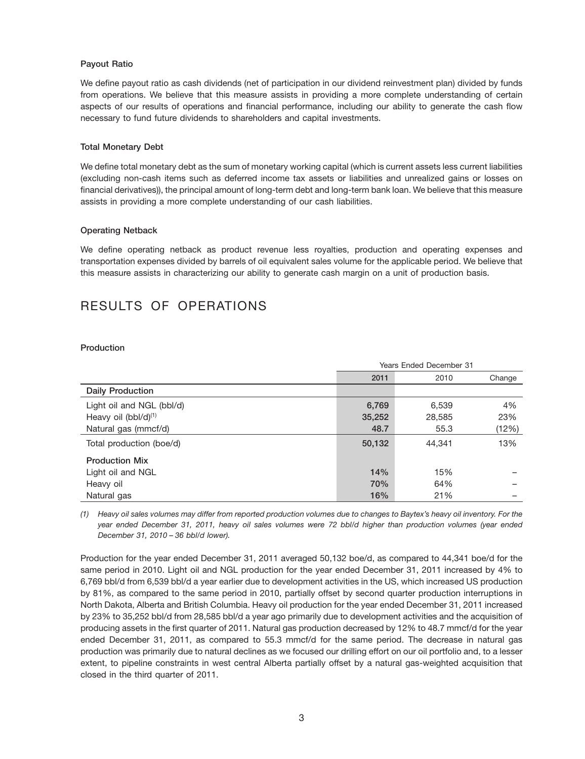### Payout Ratio

We define payout ratio as cash dividends (net of participation in our dividend reinvestment plan) divided by funds from operations. We believe that this measure assists in providing a more complete understanding of certain aspects of our results of operations and financial performance, including our ability to generate the cash flow necessary to fund future dividends to shareholders and capital investments.

### Total Monetary Debt

We define total monetary debt as the sum of monetary working capital (which is current assets less current liabilities (excluding non-cash items such as deferred income tax assets or liabilities and unrealized gains or losses on financial derivatives)), the principal amount of long-term debt and long-term bank loan. We believe that this measure assists in providing a more complete understanding of our cash liabilities.

### Operating Netback

We define operating netback as product revenue less royalties, production and operating expenses and transportation expenses divided by barrels of oil equivalent sales volume for the applicable period. We believe that this measure assists in characterizing our ability to generate cash margin on a unit of production basis.

## RESULTS OF OPERATIONS

### Production

| | Years Ended December 31 | | |
|---|---|---|---|
| | 2011 | 2010 | Change |
| **Daily Production** | | | |
| Light oil and NGL (bbl/d) | 6,769 | 6,539 | 4% |
| Heavy oil (bbl/d)[(1)] | 35,252 | 28,585 | 23% |
| Natural gas (mmcf/d) | 48.7 | 55.3 | (12%) |
| Total production (boe/d) | 50,132 | 44,341 | 13% |
| **Production Mix** | | | |
| Light oil and NGL | 14% | 15% | – |
| Heavy oil | 70% | 64% | – |
| Natural gas | 16% | 21% | – |

*(1) Heavy oil sales volumes may differ from reported production volumes due to changes to Baytex's heavy oil inventory. For the year ended December 31, 2011, heavy oil sales volumes were 72 bbl/d higher than production volumes (year ended December 31, 2010 – 36 bbl/d lower).*

Production for the year ended December 31, 2011 averaged 50,132 boe/d, as compared to 44,341 boe/d for the same period in 2010. Light oil and NGL production for the year ended December 31, 2011 increased by 4% to 6,769 bbl/d from 6,539 bbl/d a year earlier due to development activities in the US, which increased US production by 81%, as compared to the same period in 2010, partially offset by second quarter production interruptions in North Dakota, Alberta and British Columbia. Heavy oil production for the year ended December 31, 2011 increased by 23% to 35,252 bbl/d from 28,585 bbl/d a year ago primarily due to development activities and the acquisition of producing assets in the first quarter of 2011. Natural gas production decreased by 12% to 48.7 mmcf/d for the year ended December 31, 2011, as compared to 55.3 mmcf/d for the same period. The decrease in natural gas production was primarily due to natural declines as we focused our drilling effort on our oil portfolio and, to a lesser extent, to pipeline constraints in west central Alberta partially offset by a natural gas-weighted acquisition that closed in the third quarter of 2011.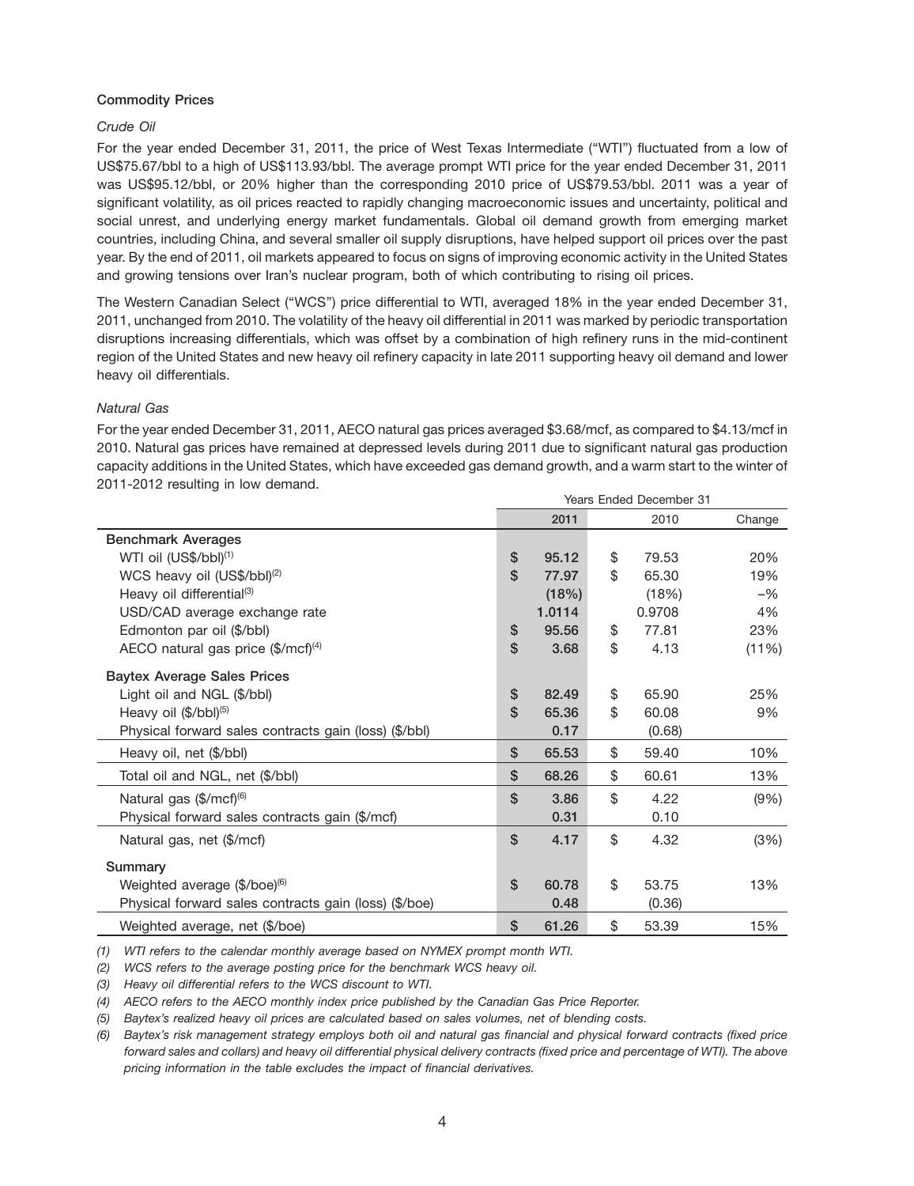### Commodity Prices

*Crude Oil*

For the year ended December 31, 2011, the price of West Texas Intermediate ("WTI") fluctuated from a low of US$75.67/bbl to a high of US$113.93/bbl. The average prompt WTI price for the year ended December 31, 2011 was US$95.12/bbl, or 20% higher than the corresponding 2010 price of US$79.53/bbl. 2011 was a year of significant volatility, as oil prices reacted to rapidly changing macroeconomic issues and uncertainty, political and social unrest, and underlying energy market fundamentals. Global oil demand growth from emerging market countries, including China, and several smaller oil supply disruptions, have helped support oil prices over the past year. By the end of 2011, oil markets appeared to focus on signs of improving economic activity in the United States and growing tensions over Iran's nuclear program, both of which contributing to rising oil prices.

The Western Canadian Select ("WCS") price differential to WTI, averaged 18% in the year ended December 31, 2011, unchanged from 2010. The volatility of the heavy oil differential in 2011 was marked by periodic transportation disruptions increasing differentials, which was offset by a combination of high refinery runs in the mid-continent region of the United States and new heavy oil refinery capacity in late 2011 supporting heavy oil demand and lower heavy oil differentials.

*Natural Gas*

For the year ended December 31, 2011, AECO natural gas prices averaged $3.68/mcf, as compared to $4.13/mcf in 2010. Natural gas prices have remained at depressed levels during 2011 due to significant natural gas production capacity additions in the United States, which have exceeded gas demand growth, and a warm start to the winter of 2011-2012 resulting in low demand.

| | Years Ended December 31 | | |
|---|---|---|---|
| | 2011 | 2010 | Change |
| **Benchmark Averages** | | | |
| WTI oil (US$/bbl)[1] | $ 95.12 | $ 79.53 | 20% |
| WCS heavy oil (US$/bbl)[2] | $ 77.97 | $ 65.30 | 19% |
| Heavy oil differential[3] | (18%) | (18%) | –% |
| USD/CAD average exchange rate | 1.0114 | 0.9708 | 4% |
| Edmonton par oil ($/bbl) | $ 95.56 | $ 77.81 | 23% |
| AECO natural gas price ($/mcf)[4] | $ 3.68 | $ 4.13 | (11%) |
| **Baytex Average Sales Prices** | | | |
| Light oil and NGL ($/bbl) | $ 82.49 | $ 65.90 | 25% |
| Heavy oil ($/bbl)[5] | $ 65.36 | $ 60.08 | 9% |
| Physical forward sales contracts gain (loss) ($/bbl) | 0.17 | (0.68) | |
| Heavy oil, net ($/bbl) | $ 65.53 | $ 59.40 | 10% |
| Total oil and NGL, net ($/bbl) | $ 68.26 | $ 60.61 | 13% |
| Natural gas ($/mcf)[6] | $ 3.86 | $ 4.22 | (9%) |
| Physical forward sales contracts gain ($/mcf) | 0.31 | 0.10 | |
| Natural gas, net ($/mcf) | $ 4.17 | $ 4.32 | (3%) |
| **Summary** | | | |
| Weighted average ($/boe)[6] | $ 60.78 | $ 53.75 | 13% |
| Physical forward sales contracts gain (loss) ($/boe) | 0.48 | (0.36) | |
| Weighted average, net ($/boe) | $ 61.26 | $ 53.39 | 15% |

*(1) WTI refers to the calendar monthly average based on NYMEX prompt month WTI.*

*(2) WCS refers to the average posting price for the benchmark WCS heavy oil.*

*(3) Heavy oil differential refers to the WCS discount to WTI.*

*(4) AECO refers to the AECO monthly index price published by the Canadian Gas Price Reporter.*

*(5) Baytex's realized heavy oil prices are calculated based on sales volumes, net of blending costs.*

*(6) Baytex's risk management strategy employs both oil and natural gas financial and physical forward contracts (fixed price forward sales and collars) and heavy oil differential physical delivery contracts (fixed price and percentage of WTI). The above pricing information in the table excludes the impact of financial derivatives.*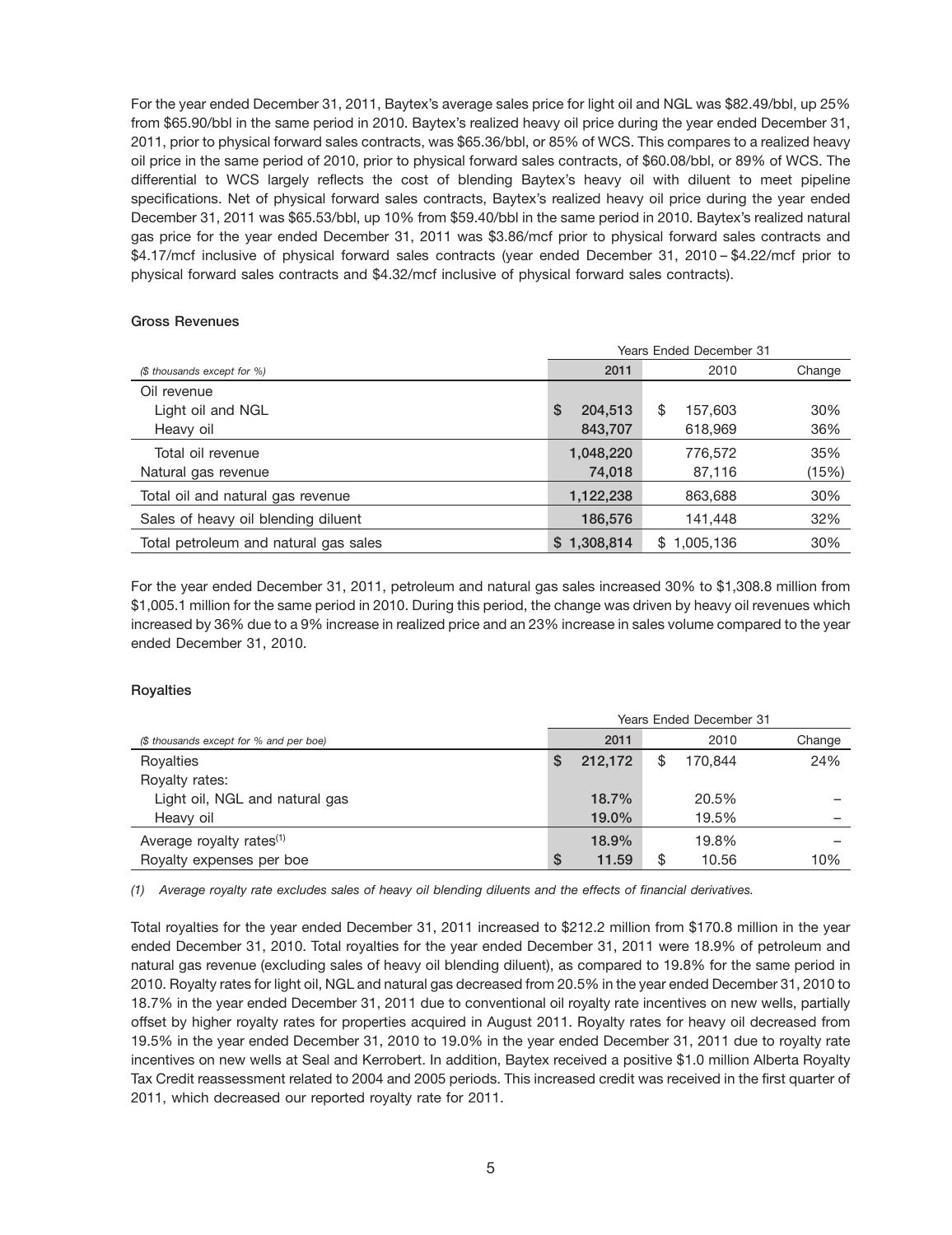For the year ended December 31, 2011, Baytex's average sales price for light oil and NGL was \$82.49/bbl, up 25% from \$65.90/bbl in the same period in 2010. Baytex's realized heavy oil price during the year ended December 31, 2011, prior to physical forward sales contracts, was \$65.36/bbl, or 85% of WCS. This compares to a realized heavy oil price in the same period of 2010, prior to physical forward sales contracts, of \$60.08/bbl, or 89% of WCS. The differential to WCS largely reflects the cost of blending Baytex's heavy oil with diluent to meet pipeline specifications. Net of physical forward sales contracts, Baytex's realized heavy oil price during the year ended December 31, 2011 was \$65.53/bbl, up 10% from \$59.40/bbl in the same period in 2010. Baytex's realized natural gas price for the year ended December 31, 2011 was \$3.86/mcf prior to physical forward sales contracts and \$4.17/mcf inclusive of physical forward sales contracts (year ended December 31, 2010 – \$4.22/mcf prior to physical forward sales contracts and \$4.32/mcf inclusive of physical forward sales contracts).

### Gross Revenues

| | Years Ended December 31 | | |
|---|---|---|---|
| *(\$ thousands except for %)* | **2011** | 2010 | Change |
| Oil revenue | | | |
| Light oil and NGL | **\$ 204,513** | \$ 157,603 | 30% |
| Heavy oil | **843,707** | 618,969 | 36% |
| Total oil revenue | **1,048,220** | 776,572 | 35% |
| Natural gas revenue | **74,018** | 87,116 | (15%) |
| Total oil and natural gas revenue | **1,122,238** | 863,688 | 30% |
| Sales of heavy oil blending diluent | **186,576** | 141,448 | 32% |
| Total petroleum and natural gas sales | **\$ 1,308,814** | \$ 1,005,136 | 30% |

For the year ended December 31, 2011, petroleum and natural gas sales increased 30% to \$1,308.8 million from \$1,005.1 million for the same period in 2010. During this period, the change was driven by heavy oil revenues which increased by 36% due to a 9% increase in realized price and an 23% increase in sales volume compared to the year ended December 31, 2010.

### Royalties

| | Years Ended December 31 | | |
|---|---|---|---|
| *(\$ thousands except for % and per boe)* | **2011** | 2010 | Change |
| Royalties | **\$ 212,172** | \$ 170,844 | 24% |
| Royalty rates: | | | |
| Light oil, NGL and natural gas | **18.7%** | 20.5% | – |
| Heavy oil | **19.0%** | 19.5% | – |
| Average royalty rates[(1)] | **18.9%** | 19.8% | – |
| Royalty expenses per boe | **\$ 11.59** | \$ 10.56 | 10% |

*(1) Average royalty rate excludes sales of heavy oil blending diluents and the effects of financial derivatives.*

Total royalties for the year ended December 31, 2011 increased to \$212.2 million from \$170.8 million in the year ended December 31, 2010. Total royalties for the year ended December 31, 2011 were 18.9% of petroleum and natural gas revenue (excluding sales of heavy oil blending diluent), as compared to 19.8% for the same period in 2010. Royalty rates for light oil, NGL and natural gas decreased from 20.5% in the year ended December 31, 2010 to 18.7% in the year ended December 31, 2011 due to conventional oil royalty rate incentives on new wells, partially offset by higher royalty rates for properties acquired in August 2011. Royalty rates for heavy oil decreased from 19.5% in the year ended December 31, 2010 to 19.0% in the year ended December 31, 2011 due to royalty rate incentives on new wells at Seal and Kerrobert. In addition, Baytex received a positive \$1.0 million Alberta Royalty Tax Credit reassessment related to 2004 and 2005 periods. This increased credit was received in the first quarter of 2011, which decreased our reported royalty rate for 2011.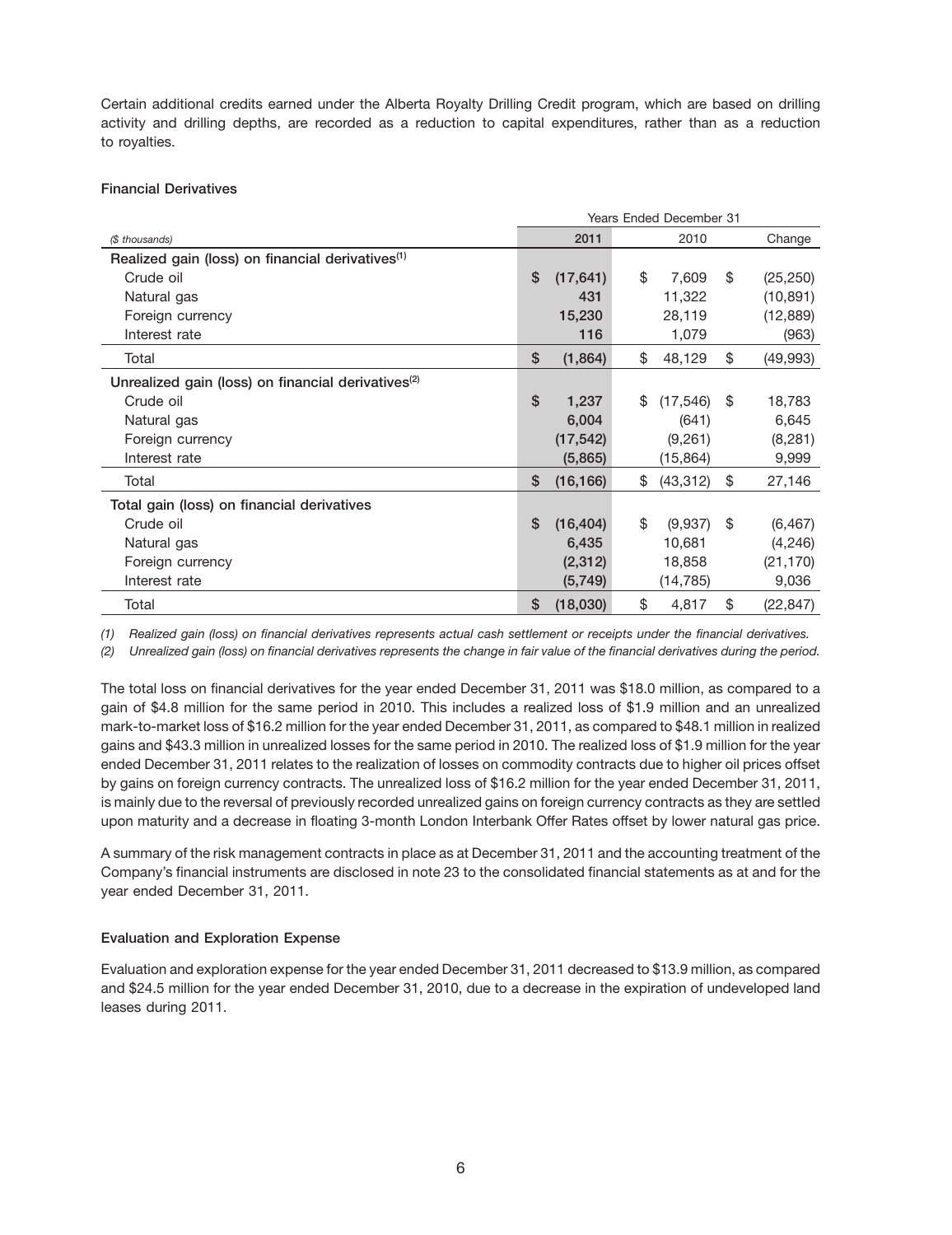Certain additional credits earned under the Alberta Royalty Drilling Credit program, which are based on drilling activity and drilling depths, are recorded as a reduction to capital expenditures, rather than as a reduction to royalties.

### Financial Derivatives

| | Years Ended December 31 | | |
|---|---|---|---|
| *($ thousands)* | **2011** | 2010 | Change |
| **Realized gain (loss) on financial derivatives**[1] | | | |
| Crude oil | **$ (17,641)** | $ 7,609 | $ (25,250) |
| Natural gas | **431** | 11,322 | (10,891) |
| Foreign currency | **15,230** | 28,119 | (12,889) |
| Interest rate | **116** | 1,079 | (963) |
| Total | **$ (1,864)** | $ 48,129 | $ (49,993) |
| **Unrealized gain (loss) on financial derivatives**[2] | | | |
| Crude oil | **$ 1,237** | $ (17,546) | $ 18,783 |
| Natural gas | **6,004** | (641) | 6,645 |
| Foreign currency | **(17,542)** | (9,261) | (8,281) |
| Interest rate | **(5,865)** | (15,864) | 9,999 |
| Total | **$ (16,166)** | $ (43,312) | $ 27,146 |
| **Total gain (loss) on financial derivatives** | | | |
| Crude oil | **$ (16,404)** | $ (9,937) | $ (6,467) |
| Natural gas | **6,435** | 10,681 | (4,246) |
| Foreign currency | **(2,312)** | 18,858 | (21,170) |
| Interest rate | **(5,749)** | (14,785) | 9,036 |
| Total | **$ (18,030)** | $ 4,817 | $ (22,847) |

*(1) Realized gain (loss) on financial derivatives represents actual cash settlement or receipts under the financial derivatives.*

*(2) Unrealized gain (loss) on financial derivatives represents the change in fair value of the financial derivatives during the period.*

The total loss on financial derivatives for the year ended December 31, 2011 was $18.0 million, as compared to a gain of $4.8 million for the same period in 2010. This includes a realized loss of $1.9 million and an unrealized mark-to-market loss of $16.2 million for the year ended December 31, 2011, as compared to $48.1 million in realized gains and $43.3 million in unrealized losses for the same period in 2010. The realized loss of $1.9 million for the year ended December 31, 2011 relates to the realization of losses on commodity contracts due to higher oil prices offset by gains on foreign currency contracts. The unrealized loss of $16.2 million for the year ended December 31, 2011, is mainly due to the reversal of previously recorded unrealized gains on foreign currency contracts as they are settled upon maturity and a decrease in floating 3-month London Interbank Offer Rates offset by lower natural gas price.

A summary of the risk management contracts in place as at December 31, 2011 and the accounting treatment of the Company's financial instruments are disclosed in note 23 to the consolidated financial statements as at and for the year ended December 31, 2011.

### Evaluation and Exploration Expense

Evaluation and exploration expense for the year ended December 31, 2011 decreased to $13.9 million, as compared and $24.5 million for the year ended December 31, 2010, due to a decrease in the expiration of undeveloped land leases during 2011.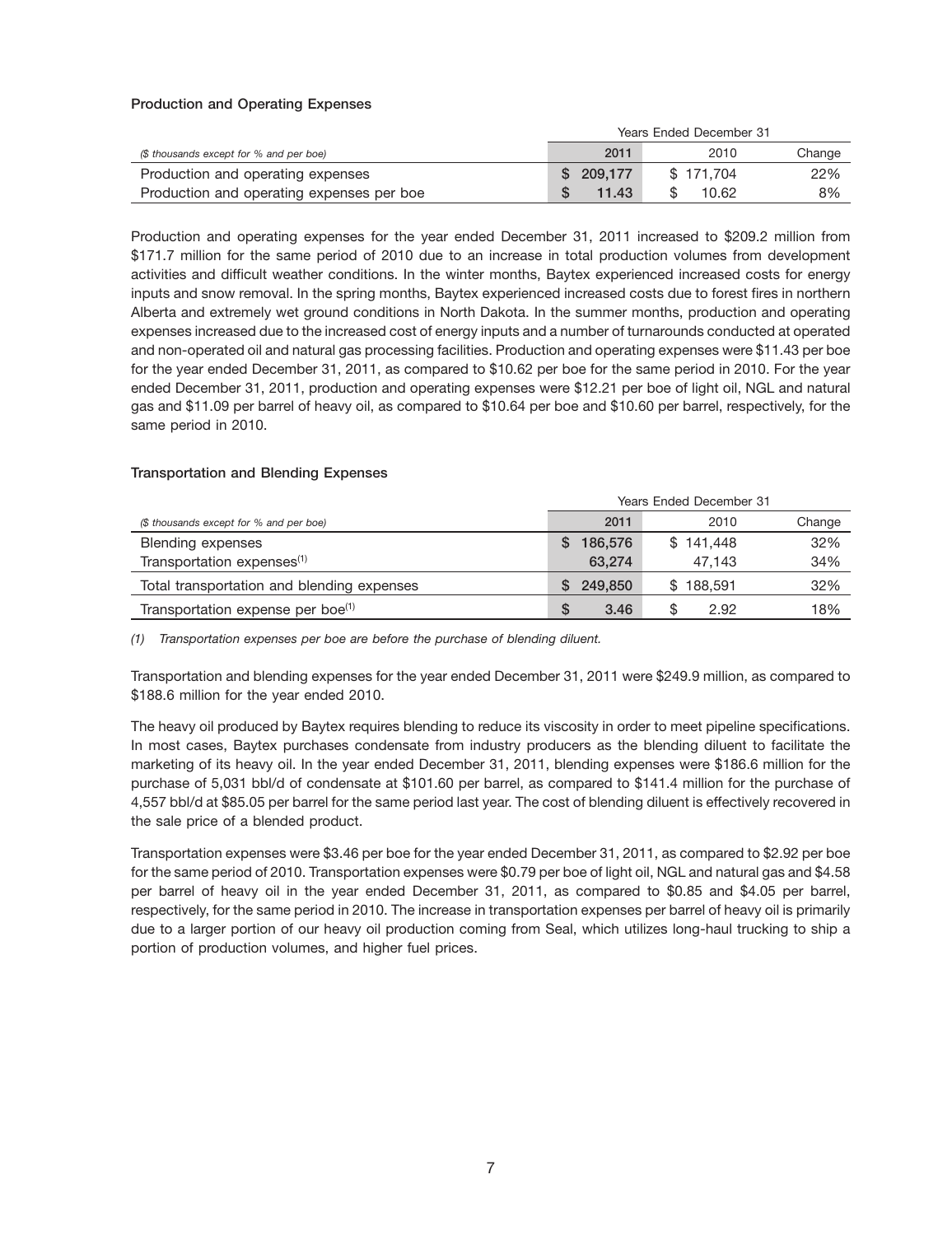### Production and Operating Expenses

| ($ thousands except for % and per boe) | Years Ended December 31 2011 | 2010 | Change |
|---|---|---|---|
| Production and operating expenses | $ 209,177 | $ 171,704 | 22% |
| Production and operating expenses per boe | $ 11.43 | $ 10.62 | 8% |

Production and operating expenses for the year ended December 31, 2011 increased to $209.2 million from $171.7 million for the same period of 2010 due to an increase in total production volumes from development activities and difficult weather conditions. In the winter months, Baytex experienced increased costs for energy inputs and snow removal. In the spring months, Baytex experienced increased costs due to forest fires in northern Alberta and extremely wet ground conditions in North Dakota. In the summer months, production and operating expenses increased due to the increased cost of energy inputs and a number of turnarounds conducted at operated and non-operated oil and natural gas processing facilities. Production and operating expenses were $11.43 per boe for the year ended December 31, 2011, as compared to $10.62 per boe for the same period in 2010. For the year ended December 31, 2011, production and operating expenses were $12.21 per boe of light oil, NGL and natural gas and $11.09 per barrel of heavy oil, as compared to $10.64 per boe and $10.60 per barrel, respectively, for the same period in 2010.

### Transportation and Blending Expenses

| ($ thousands except for % and per boe) | Years Ended December 31 2011 | 2010 | Change |
|---|---|---|---|
| Blending expenses | $ 186,576 | $ 141,448 | 32% |
| Transportation expenses[(1)] | 63,274 | 47,143 | 34% |
| Total transportation and blending expenses | $ 249,850 | $ 188,591 | 32% |
| Transportation expense per boe[(1)] | $ 3.46 | $ 2.92 | 18% |

*(1) Transportation expenses per boe are before the purchase of blending diluent.*

Transportation and blending expenses for the year ended December 31, 2011 were $249.9 million, as compared to $188.6 million for the year ended 2010.

The heavy oil produced by Baytex requires blending to reduce its viscosity in order to meet pipeline specifications. In most cases, Baytex purchases condensate from industry producers as the blending diluent to facilitate the marketing of its heavy oil. In the year ended December 31, 2011, blending expenses were $186.6 million for the purchase of 5,031 bbl/d of condensate at $101.60 per barrel, as compared to $141.4 million for the purchase of 4,557 bbl/d at $85.05 per barrel for the same period last year. The cost of blending diluent is effectively recovered in the sale price of a blended product.

Transportation expenses were $3.46 per boe for the year ended December 31, 2011, as compared to $2.92 per boe for the same period of 2010. Transportation expenses were $0.79 per boe of light oil, NGL and natural gas and $4.58 per barrel of heavy oil in the year ended December 31, 2011, as compared to $0.85 and $4.05 per barrel, respectively, for the same period in 2010. The increase in transportation expenses per barrel of heavy oil is primarily due to a larger portion of our heavy oil production coming from Seal, which utilizes long-haul trucking to ship a portion of production volumes, and higher fuel prices.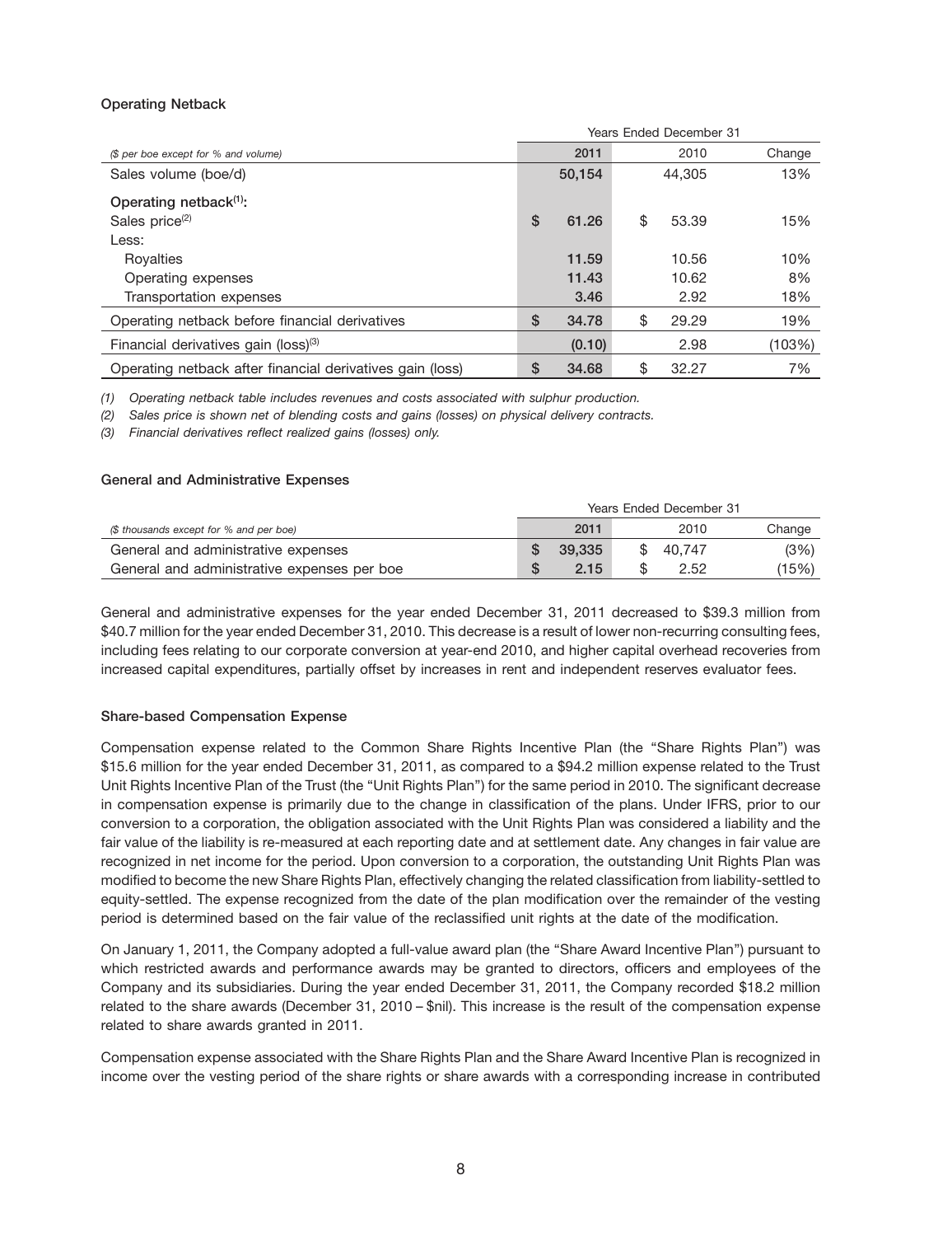**Operating Netback**

| | Years Ended December 31 | | |
|---|---|---|---|
| *($ per boe except for % and volume)* | 2011 | 2010 | Change |
| Sales volume (boe/d) | 50,154 | 44,305 | 13% |
| **Operating netback[(1)]:** | | | |
| Sales price[(2)] | $ 61.26 | $ 53.39 | 15% |
| Less: | | | |
| Royalties | 11.59 | 10.56 | 10% |
| Operating expenses | 11.43 | 10.62 | 8% |
| Transportation expenses | 3.46 | 2.92 | 18% |
| Operating netback before financial derivatives | $ 34.78 | $ 29.29 | 19% |
| Financial derivatives gain (loss)[(3)] | (0.10) | 2.98 | (103%) |
| Operating netback after financial derivatives gain (loss) | $ 34.68 | $ 32.27 | 7% |

*(1) Operating netback table includes revenues and costs associated with sulphur production.*

*(2) Sales price is shown net of blending costs and gains (losses) on physical delivery contracts.*

*(3) Financial derivatives reflect realized gains (losses) only.*

**General and Administrative Expenses**

| | Years Ended December 31 | | |
|---|---|---|---|
| *($ thousands except for % and per boe)* | 2011 | 2010 | Change |
| General and administrative expenses | $ 39,335 | $ 40,747 | (3%) |
| General and administrative expenses per boe | $ 2.15 | $ 2.52 | (15%) |

General and administrative expenses for the year ended December 31, 2011 decreased to $39.3 million from $40.7 million for the year ended December 31, 2010. This decrease is a result of lower non-recurring consulting fees, including fees relating to our corporate conversion at year-end 2010, and higher capital overhead recoveries from increased capital expenditures, partially offset by increases in rent and independent reserves evaluator fees.

**Share-based Compensation Expense**

Compensation expense related to the Common Share Rights Incentive Plan (the "Share Rights Plan") was $15.6 million for the year ended December 31, 2011, as compared to a $94.2 million expense related to the Trust Unit Rights Incentive Plan of the Trust (the "Unit Rights Plan") for the same period in 2010. The significant decrease in compensation expense is primarily due to the change in classification of the plans. Under IFRS, prior to our conversion to a corporation, the obligation associated with the Unit Rights Plan was considered a liability and the fair value of the liability is re-measured at each reporting date and at settlement date. Any changes in fair value are recognized in net income for the period. Upon conversion to a corporation, the outstanding Unit Rights Plan was modified to become the new Share Rights Plan, effectively changing the related classification from liability-settled to equity-settled. The expense recognized from the date of the plan modification over the remainder of the vesting period is determined based on the fair value of the reclassified unit rights at the date of the modification.

On January 1, 2011, the Company adopted a full-value award plan (the "Share Award Incentive Plan") pursuant to which restricted awards and performance awards may be granted to directors, officers and employees of the Company and its subsidiaries. During the year ended December 31, 2011, the Company recorded $18.2 million related to the share awards (December 31, 2010 – $nil). This increase is the result of the compensation expense related to share awards granted in 2011.

Compensation expense associated with the Share Rights Plan and the Share Award Incentive Plan is recognized in income over the vesting period of the share rights or share awards with a corresponding increase in contributed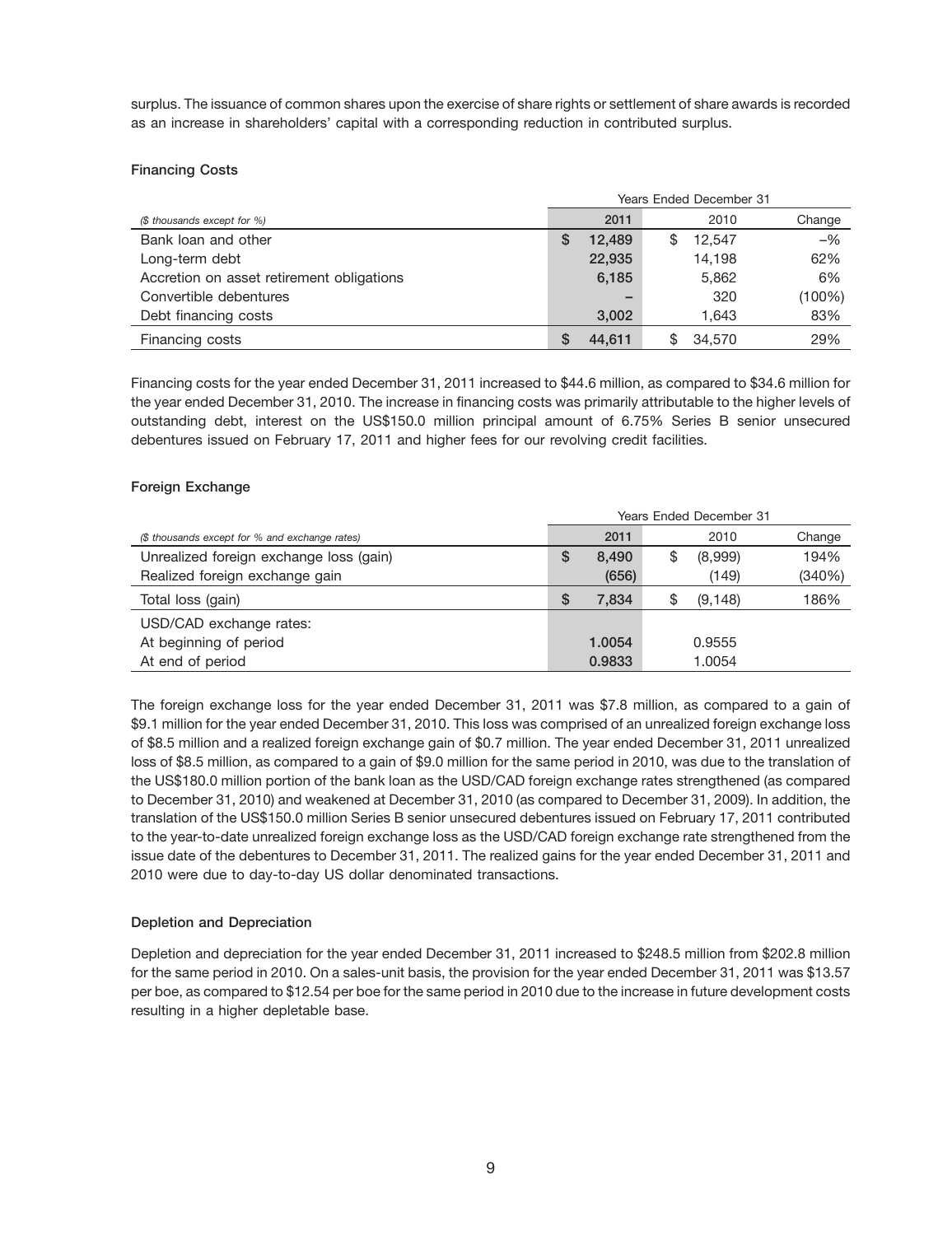surplus. The issuance of common shares upon the exercise of share rights or settlement of share awards is recorded as an increase in shareholders' capital with a corresponding reduction in contributed surplus.

**Financing Costs**

| | Years Ended December 31 | | |
|---|---|---|---|
| *($ thousands except for %)* | 2011 | 2010 | Change |
| Bank loan and other | $ 12,489 | $ 12,547 | –% |
| Long-term debt | 22,935 | 14,198 | 62% |
| Accretion on asset retirement obligations | 6,185 | 5,862 | 6% |
| Convertible debentures | – | 320 | (100%) |
| Debt financing costs | 3,002 | 1,643 | 83% |
| Financing costs | $ 44,611 | $ 34,570 | 29% |

Financing costs for the year ended December 31, 2011 increased to $44.6 million, as compared to $34.6 million for the year ended December 31, 2010. The increase in financing costs was primarily attributable to the higher levels of outstanding debt, interest on the US$150.0 million principal amount of 6.75% Series B senior unsecured debentures issued on February 17, 2011 and higher fees for our revolving credit facilities.

**Foreign Exchange**

| | Years Ended December 31 | | |
|---|---|---|---|
| *($ thousands except for % and exchange rates)* | 2011 | 2010 | Change |
| Unrealized foreign exchange loss (gain) | $ 8,490 | $ (8,999) | 194% |
| Realized foreign exchange gain | (656) | (149) | (340%) |
| Total loss (gain) | $ 7,834 | $ (9,148) | 186% |
| USD/CAD exchange rates: | | | |
| At beginning of period | 1.0054 | 0.9555 | |
| At end of period | 0.9833 | 1.0054 | |

The foreign exchange loss for the year ended December 31, 2011 was $7.8 million, as compared to a gain of $9.1 million for the year ended December 31, 2010. This loss was comprised of an unrealized foreign exchange loss of $8.5 million and a realized foreign exchange gain of $0.7 million. The year ended December 31, 2011 unrealized loss of $8.5 million, as compared to a gain of $9.0 million for the same period in 2010, was due to the translation of the US$180.0 million portion of the bank loan as the USD/CAD foreign exchange rates strengthened (as compared to December 31, 2010) and weakened at December 31, 2010 (as compared to December 31, 2009). In addition, the translation of the US$150.0 million Series B senior unsecured debentures issued on February 17, 2011 contributed to the year-to-date unrealized foreign exchange loss as the USD/CAD foreign exchange rate strengthened from the issue date of the debentures to December 31, 2011. The realized gains for the year ended December 31, 2011 and 2010 were due to day-to-day US dollar denominated transactions.

**Depletion and Depreciation**

Depletion and depreciation for the year ended December 31, 2011 increased to $248.5 million from $202.8 million for the same period in 2010. On a sales-unit basis, the provision for the year ended December 31, 2011 was $13.57 per boe, as compared to $12.54 per boe for the same period in 2010 due to the increase in future development costs resulting in a higher depletable base.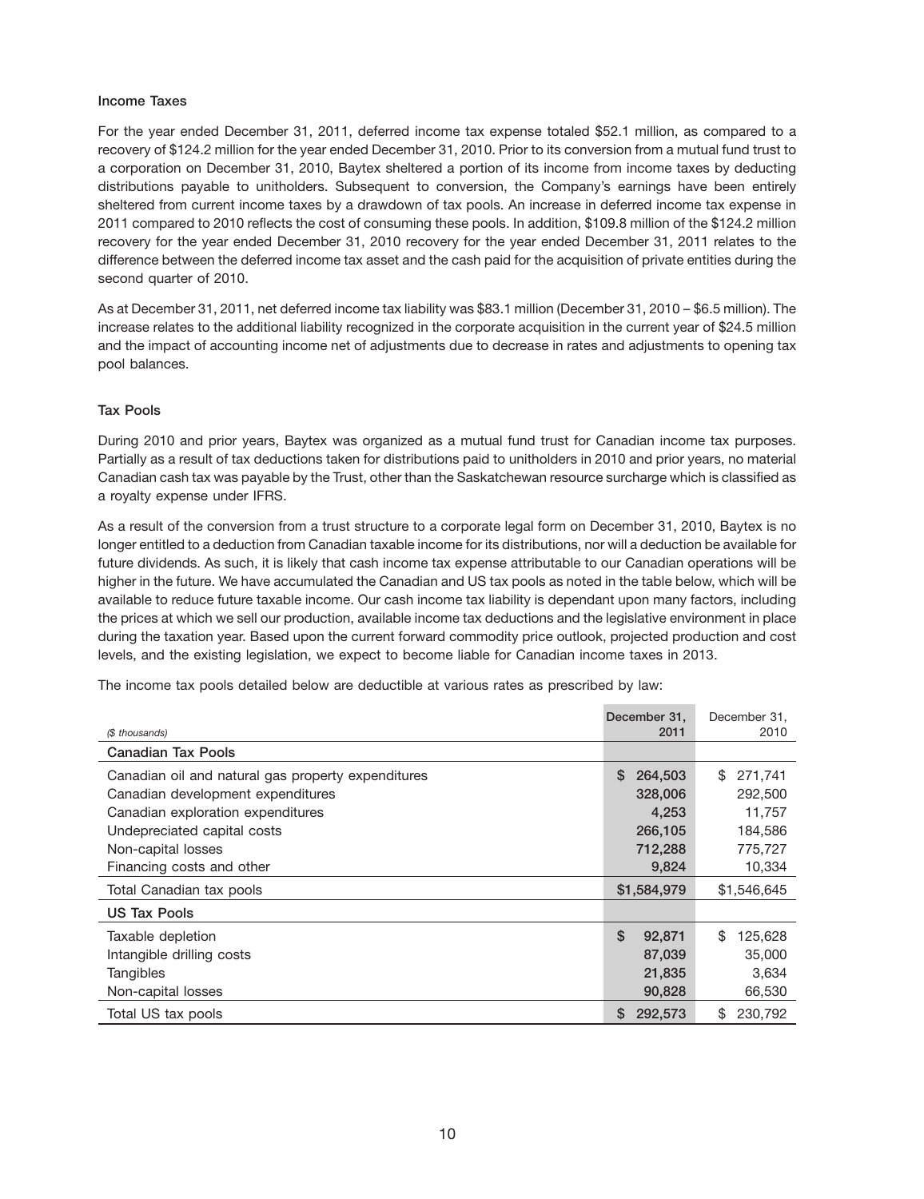### Income Taxes

For the year ended December 31, 2011, deferred income tax expense totaled $52.1 million, as compared to a recovery of $124.2 million for the year ended December 31, 2010. Prior to its conversion from a mutual fund trust to a corporation on December 31, 2010, Baytex sheltered a portion of its income from income taxes by deducting distributions payable to unitholders. Subsequent to conversion, the Company's earnings have been entirely sheltered from current income taxes by a drawdown of tax pools. An increase in deferred income tax expense in 2011 compared to 2010 reflects the cost of consuming these pools. In addition, $109.8 million of the $124.2 million recovery for the year ended December 31, 2010 recovery for the year ended December 31, 2011 relates to the difference between the deferred income tax asset and the cash paid for the acquisition of private entities during the second quarter of 2010.

As at December 31, 2011, net deferred income tax liability was $83.1 million (December 31, 2010 – $6.5 million). The increase relates to the additional liability recognized in the corporate acquisition in the current year of $24.5 million and the impact of accounting income net of adjustments due to decrease in rates and adjustments to opening tax pool balances.

### Tax Pools

During 2010 and prior years, Baytex was organized as a mutual fund trust for Canadian income tax purposes. Partially as a result of tax deductions taken for distributions paid to unitholders in 2010 and prior years, no material Canadian cash tax was payable by the Trust, other than the Saskatchewan resource surcharge which is classified as a royalty expense under IFRS.

As a result of the conversion from a trust structure to a corporate legal form on December 31, 2010, Baytex is no longer entitled to a deduction from Canadian taxable income for its distributions, nor will a deduction be available for future dividends. As such, it is likely that cash income tax expense attributable to our Canadian operations will be higher in the future. We have accumulated the Canadian and US tax pools as noted in the table below, which will be available to reduce future taxable income. Our cash income tax liability is dependant upon many factors, including the prices at which we sell our production, available income tax deductions and the legislative environment in place during the taxation year. Based upon the current forward commodity price outlook, projected production and cost levels, and the existing legislation, we expect to become liable for Canadian income taxes in 2013.

The income tax pools detailed below are deductible at various rates as prescribed by law:

| *($ thousands)* | December 31, 2011 | December 31, 2010 |
|---|---|---|
| **Canadian Tax Pools** | | |
| Canadian oil and natural gas property expenditures | $ 264,503 | $ 271,741 |
| Canadian development expenditures | 328,006 | 292,500 |
| Canadian exploration expenditures | 4,253 | 11,757 |
| Undepreciated capital costs | 266,105 | 184,586 |
| Non-capital losses | 712,288 | 775,727 |
| Financing costs and other | 9,824 | 10,334 |
| Total Canadian tax pools | $1,584,979 | $1,546,645 |
| **US Tax Pools** | | |
| Taxable depletion | $ 92,871 | $ 125,628 |
| Intangible drilling costs | 87,039 | 35,000 |
| Tangibles | 21,835 | 3,634 |
| Non-capital losses | 90,828 | 66,530 |
| Total US tax pools | $ 292,573 | $ 230,792 |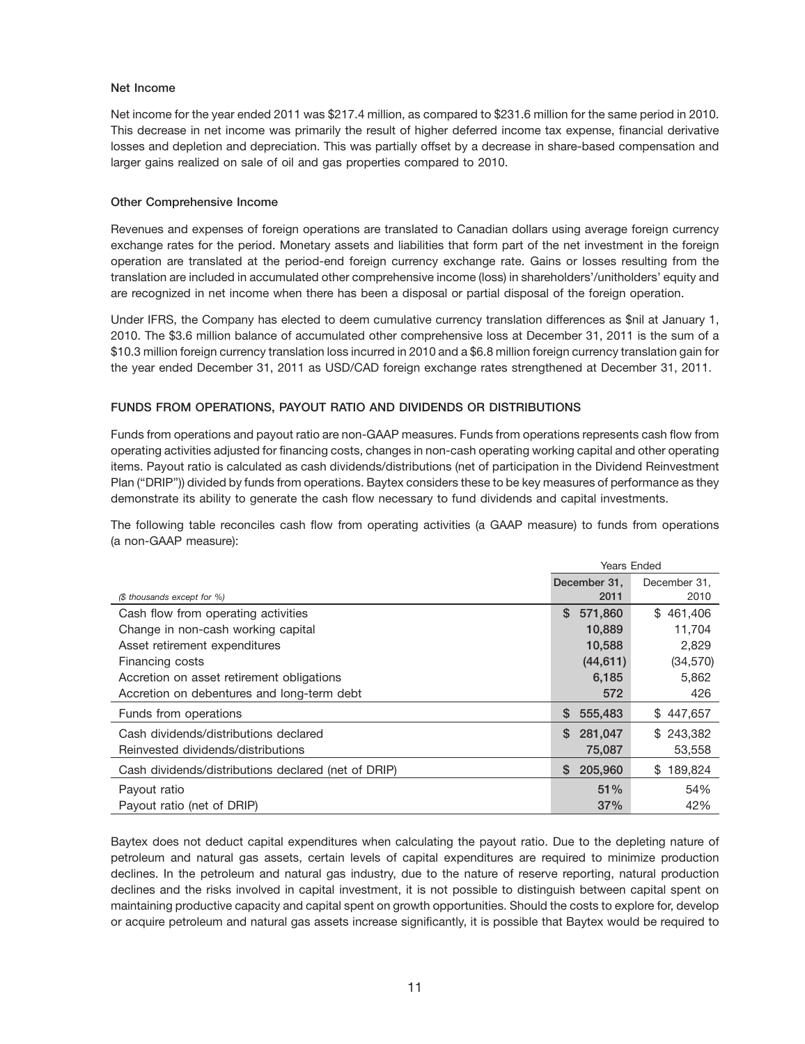**Net Income**

Net income for the year ended 2011 was $217.4 million, as compared to $231.6 million for the same period in 2010. This decrease in net income was primarily the result of higher deferred income tax expense, financial derivative losses and depletion and depreciation. This was partially offset by a decrease in share-based compensation and larger gains realized on sale of oil and gas properties compared to 2010.

**Other Comprehensive Income**

Revenues and expenses of foreign operations are translated to Canadian dollars using average foreign currency exchange rates for the period. Monetary assets and liabilities that form part of the net investment in the foreign operation are translated at the period-end foreign currency exchange rate. Gains or losses resulting from the translation are included in accumulated other comprehensive income (loss) in shareholders'/unitholders' equity and are recognized in net income when there has been a disposal or partial disposal of the foreign operation.

Under IFRS, the Company has elected to deem cumulative currency translation differences as $nil at January 1, 2010. The $3.6 million balance of accumulated other comprehensive loss at December 31, 2011 is the sum of a $10.3 million foreign currency translation loss incurred in 2010 and a $6.8 million foreign currency translation gain for the year ended December 31, 2011 as USD/CAD foreign exchange rates strengthened at December 31, 2011.

## FUNDS FROM OPERATIONS, PAYOUT RATIO AND DIVIDENDS OR DISTRIBUTIONS

Funds from operations and payout ratio are non-GAAP measures. Funds from operations represents cash flow from operating activities adjusted for financing costs, changes in non-cash operating working capital and other operating items. Payout ratio is calculated as cash dividends/distributions (net of participation in the Dividend Reinvestment Plan ("DRIP")) divided by funds from operations. Baytex considers these to be key measures of performance as they demonstrate its ability to generate the cash flow necessary to fund dividends and capital investments.

The following table reconciles cash flow from operating activities (a GAAP measure) to funds from operations (a non-GAAP measure):

| | Years Ended | |
|---|---|---|
| *($ thousands except for %)* | December 31, 2011 | December 31, 2010 |
| Cash flow from operating activities | $ 571,860 | $ 461,406 |
| Change in non-cash working capital | 10,889 | 11,704 |
| Asset retirement expenditures | 10,588 | 2,829 |
| Financing costs | (44,611) | (34,570) |
| Accretion on asset retirement obligations | 6,185 | 5,862 |
| Accretion on debentures and long-term debt | 572 | 426 |
| Funds from operations | $ 555,483 | $ 447,657 |
| Cash dividends/distributions declared | $ 281,047 | $ 243,382 |
| Reinvested dividends/distributions | 75,087 | 53,558 |
| Cash dividends/distributions declared (net of DRIP) | $ 205,960 | $ 189,824 |
| Payout ratio | 51% | 54% |
| Payout ratio (net of DRIP) | 37% | 42% |

Baytex does not deduct capital expenditures when calculating the payout ratio. Due to the depleting nature of petroleum and natural gas assets, certain levels of capital expenditures are required to minimize production declines. In the petroleum and natural gas industry, due to the nature of reserve reporting, natural production declines and the risks involved in capital investment, it is not possible to distinguish between capital spent on maintaining productive capacity and capital spent on growth opportunities. Should the costs to explore for, develop or acquire petroleum and natural gas assets increase significantly, it is possible that Baytex would be required to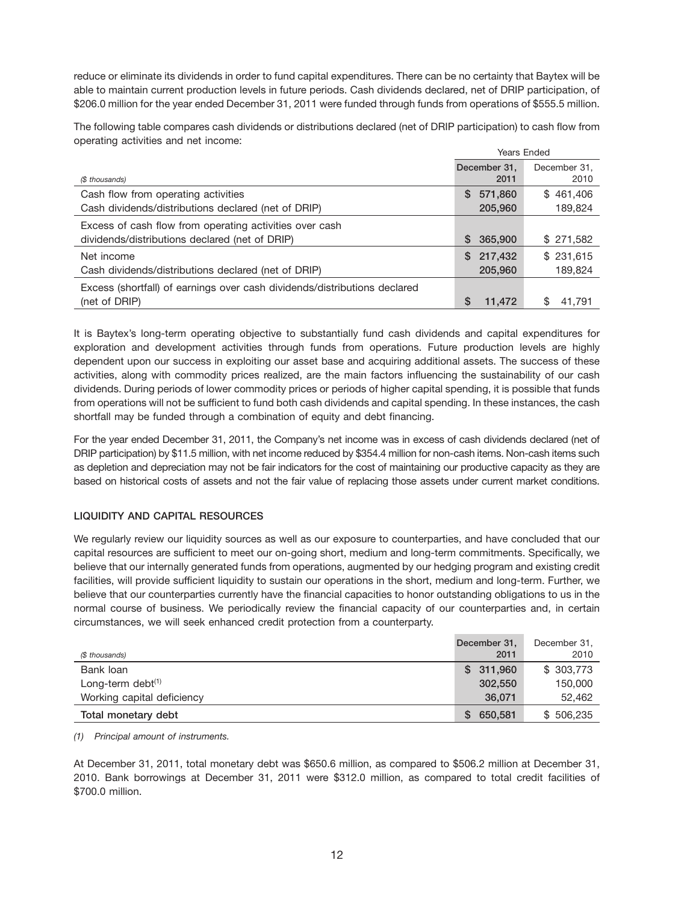reduce or eliminate its dividends in order to fund capital expenditures. There can be no certainty that Baytex will be able to maintain current production levels in future periods. Cash dividends declared, net of DRIP participation, of $206.0 million for the year ended December 31, 2011 were funded through funds from operations of $555.5 million.

The following table compares cash dividends or distributions declared (net of DRIP participation) to cash flow from operating activities and net income:

| | Years Ended | |
|---|---|---|
| *($ thousands)* | **December 31, 2011** | December 31, 2010 |
| Cash flow from operating activities | **$ 571,860** | $ 461,406 |
| Cash dividends/distributions declared (net of DRIP) | **205,960** | 189,824 |
| Excess of cash flow from operating activities over cash dividends/distributions declared (net of DRIP) | **$ 365,900** | $ 271,582 |
| Net income | **$ 217,432** | $ 231,615 |
| Cash dividends/distributions declared (net of DRIP) | **205,960** | 189,824 |
| Excess (shortfall) of earnings over cash dividends/distributions declared (net of DRIP) | **$ 11,472** | $ 41,791 |

It is Baytex's long-term operating objective to substantially fund cash dividends and capital expenditures for exploration and development activities through funds from operations. Future production levels are highly dependent upon our success in exploiting our asset base and acquiring additional assets. The success of these activities, along with commodity prices realized, are the main factors influencing the sustainability of our cash dividends. During periods of lower commodity prices or periods of higher capital spending, it is possible that funds from operations will not be sufficient to fund both cash dividends and capital spending. In these instances, the cash shortfall may be funded through a combination of equity and debt financing.

For the year ended December 31, 2011, the Company's net income was in excess of cash dividends declared (net of DRIP participation) by $11.5 million, with net income reduced by $354.4 million for non-cash items. Non-cash items such as depletion and depreciation may not be fair indicators for the cost of maintaining our productive capacity as they are based on historical costs of assets and not the fair value of replacing those assets under current market conditions.

## LIQUIDITY AND CAPITAL RESOURCES

We regularly review our liquidity sources as well as our exposure to counterparties, and have concluded that our capital resources are sufficient to meet our on-going short, medium and long-term commitments. Specifically, we believe that our internally generated funds from operations, augmented by our hedging program and existing credit facilities, will provide sufficient liquidity to sustain our operations in the short, medium and long-term. Further, we believe that our counterparties currently have the financial capacities to honor outstanding obligations to us in the normal course of business. We periodically review the financial capacity of our counterparties and, in certain circumstances, we will seek enhanced credit protection from a counterparty.

| *($ thousands)* | **December 31, 2011** | December 31, 2010 |
|---|---|---|
| Bank loan | **$ 311,960** | $ 303,773 |
| Long-term debt[(1)] | **302,550** | 150,000 |
| Working capital deficiency | **36,071** | 52,462 |
| **Total monetary debt** | **$ 650,581** | $ 506,235 |

*(1) Principal amount of instruments.*

At December 31, 2011, total monetary debt was $650.6 million, as compared to $506.2 million at December 31, 2010. Bank borrowings at December 31, 2011 were $312.0 million, as compared to total credit facilities of $700.0 million.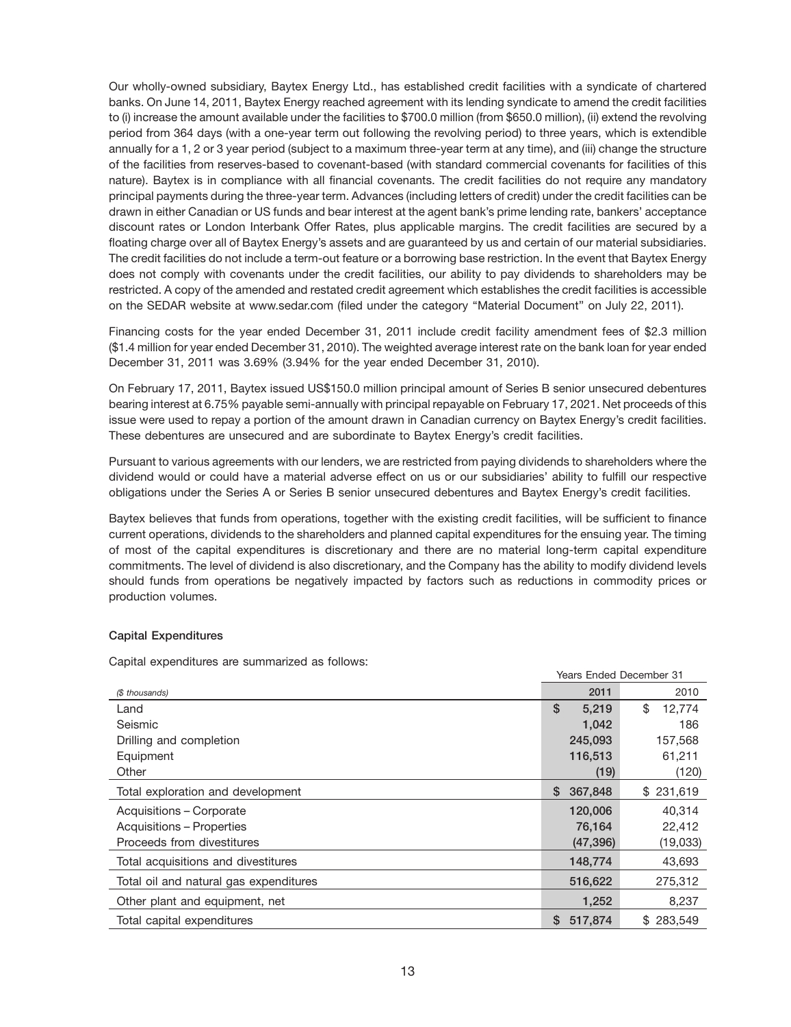Our wholly-owned subsidiary, Baytex Energy Ltd., has established credit facilities with a syndicate of chartered banks. On June 14, 2011, Baytex Energy reached agreement with its lending syndicate to amend the credit facilities to (i) increase the amount available under the facilities to $700.0 million (from $650.0 million), (ii) extend the revolving period from 364 days (with a one-year term out following the revolving period) to three years, which is extendible annually for a 1, 2 or 3 year period (subject to a maximum three-year term at any time), and (iii) change the structure of the facilities from reserves-based to covenant-based (with standard commercial covenants for facilities of this nature). Baytex is in compliance with all financial covenants. The credit facilities do not require any mandatory principal payments during the three-year term. Advances (including letters of credit) under the credit facilities can be drawn in either Canadian or US funds and bear interest at the agent bank's prime lending rate, bankers' acceptance discount rates or London Interbank Offer Rates, plus applicable margins. The credit facilities are secured by a floating charge over all of Baytex Energy's assets and are guaranteed by us and certain of our material subsidiaries. The credit facilities do not include a term-out feature or a borrowing base restriction. In the event that Baytex Energy does not comply with covenants under the credit facilities, our ability to pay dividends to shareholders may be restricted. A copy of the amended and restated credit agreement which establishes the credit facilities is accessible on the SEDAR website at www.sedar.com (filed under the category "Material Document" on July 22, 2011).

Financing costs for the year ended December 31, 2011 include credit facility amendment fees of $2.3 million ($1.4 million for year ended December 31, 2010). The weighted average interest rate on the bank loan for year ended December 31, 2011 was 3.69% (3.94% for the year ended December 31, 2010).

On February 17, 2011, Baytex issued US$150.0 million principal amount of Series B senior unsecured debentures bearing interest at 6.75% payable semi-annually with principal repayable on February 17, 2021. Net proceeds of this issue were used to repay a portion of the amount drawn in Canadian currency on Baytex Energy's credit facilities. These debentures are unsecured and are subordinate to Baytex Energy's credit facilities.

Pursuant to various agreements with our lenders, we are restricted from paying dividends to shareholders where the dividend would or could have a material adverse effect on us or our subsidiaries' ability to fulfill our respective obligations under the Series A or Series B senior unsecured debentures and Baytex Energy's credit facilities.

Baytex believes that funds from operations, together with the existing credit facilities, will be sufficient to finance current operations, dividends to the shareholders and planned capital expenditures for the ensuing year. The timing of most of the capital expenditures is discretionary and there are no material long-term capital expenditure commitments. The level of dividend is also discretionary, and the Company has the ability to modify dividend levels should funds from operations be negatively impacted by factors such as reductions in commodity prices or production volumes.

**Capital Expenditures**

Capital expenditures are summarized as follows:

| | Years Ended December 31 | |
|---|---|---|
| *($ thousands)* | 2011 | 2010 |
| Land | $ 5,219 | $ 12,774 |
| Seismic | 1,042 | 186 |
| Drilling and completion | 245,093 | 157,568 |
| Equipment | 116,513 | 61,211 |
| Other | (19) | (120) |
| Total exploration and development | $ 367,848 | $ 231,619 |
| Acquisitions – Corporate | 120,006 | 40,314 |
| Acquisitions – Properties | 76,164 | 22,412 |
| Proceeds from divestitures | (47,396) | (19,033) |
| Total acquisitions and divestitures | 148,774 | 43,693 |
| Total oil and natural gas expenditures | 516,622 | 275,312 |
| Other plant and equipment, net | 1,252 | 8,237 |
| Total capital expenditures | $ 517,874 | $ 283,549 |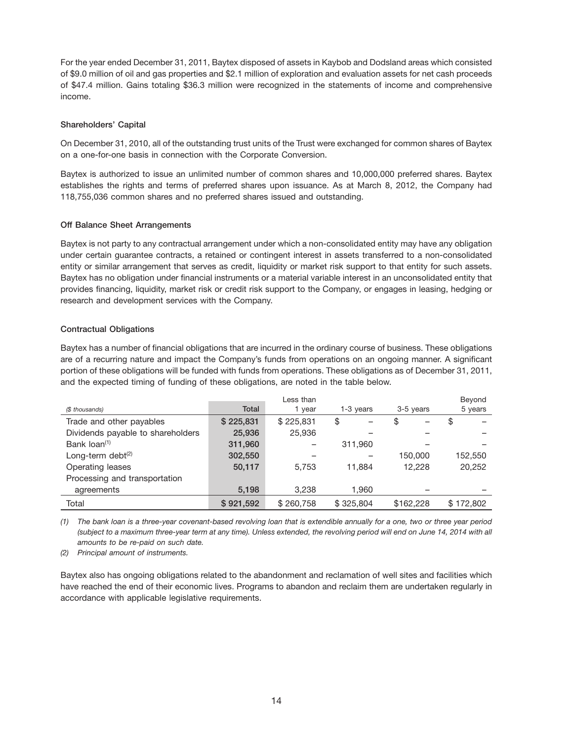For the year ended December 31, 2011, Baytex disposed of assets in Kaybob and Dodsland areas which consisted of $9.0 million of oil and gas properties and $2.1 million of exploration and evaluation assets for net cash proceeds of $47.4 million. Gains totaling $36.3 million were recognized in the statements of income and comprehensive income.

### Shareholders' Capital

On December 31, 2010, all of the outstanding trust units of the Trust were exchanged for common shares of Baytex on a one-for-one basis in connection with the Corporate Conversion.

Baytex is authorized to issue an unlimited number of common shares and 10,000,000 preferred shares. Baytex establishes the rights and terms of preferred shares upon issuance. As at March 8, 2012, the Company had 118,755,036 common shares and no preferred shares issued and outstanding.

### Off Balance Sheet Arrangements

Baytex is not party to any contractual arrangement under which a non-consolidated entity may have any obligation under certain guarantee contracts, a retained or contingent interest in assets transferred to a non-consolidated entity or similar arrangement that serves as credit, liquidity or market risk support to that entity for such assets. Baytex has no obligation under financial instruments or a material variable interest in an unconsolidated entity that provides financing, liquidity, market risk or credit risk support to the Company, or engages in leasing, hedging or research and development services with the Company.

### Contractual Obligations

Baytex has a number of financial obligations that are incurred in the ordinary course of business. These obligations are of a recurring nature and impact the Company's funds from operations on an ongoing manner. A significant portion of these obligations will be funded with funds from operations. These obligations as of December 31, 2011, and the expected timing of funding of these obligations, are noted in the table below.

| *($ thousands)* | **Total** | Less than 1 year | 1-3 years | 3-5 years | Beyond 5 years |
|---|---|---|---|---|---|
| Trade and other payables | **$ 225,831** | $ 225,831 | $ – | $ – | $ – |
| Dividends payable to shareholders | **25,936** | 25,936 | – | – | – |
| Bank loan[(1)] | **311,960** | – | 311,960 | – | – |
| Long-term debt[(2)] | **302,550** | – | – | 150,000 | 152,550 |
| Operating leases | **50,117** | 5,753 | 11,884 | 12,228 | 20,252 |
| Processing and transportation agreements | **5,198** | 3,238 | 1,960 | – | – |
| Total | **$ 921,592** | $ 260,758 | $ 325,804 | $162,228 | $ 172,802 |

*(1) The bank loan is a three-year covenant-based revolving loan that is extendible annually for a one, two or three year period (subject to a maximum three-year term at any time). Unless extended, the revolving period will end on June 14, 2014 with all amounts to be re-paid on such date.*

*(2) Principal amount of instruments.*

Baytex also has ongoing obligations related to the abandonment and reclamation of well sites and facilities which have reached the end of their economic lives. Programs to abandon and reclaim them are undertaken regularly in accordance with applicable legislative requirements.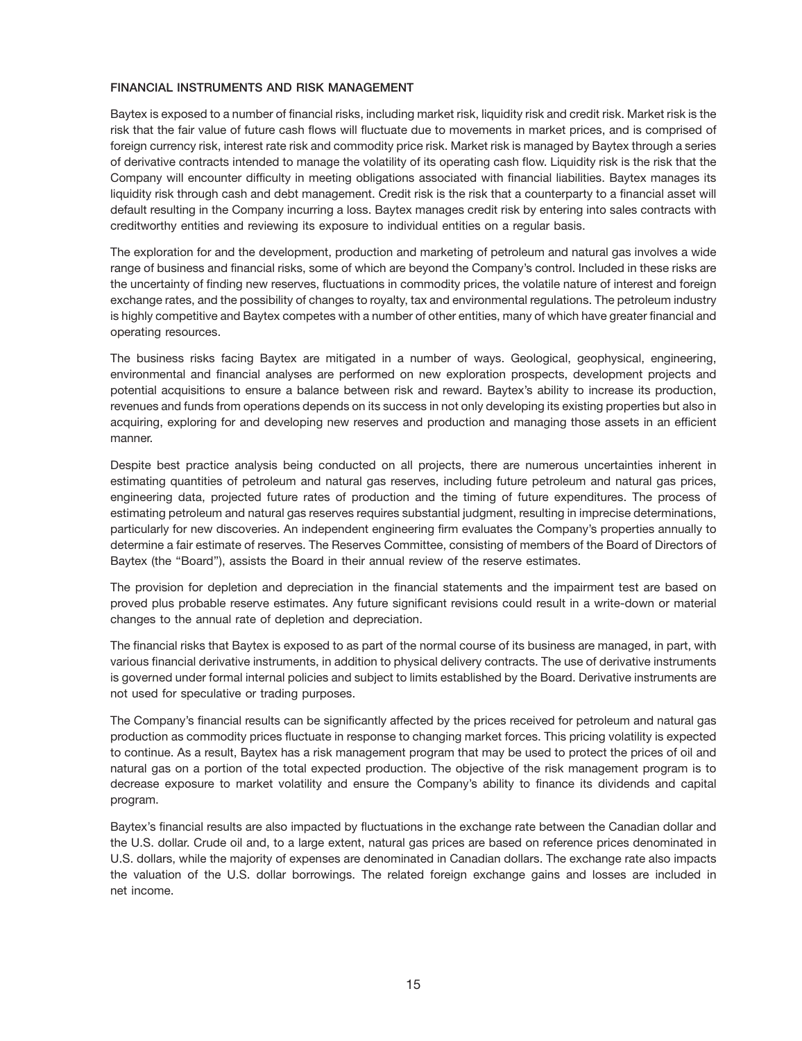## FINANCIAL INSTRUMENTS AND RISK MANAGEMENT

Baytex is exposed to a number of financial risks, including market risk, liquidity risk and credit risk. Market risk is the risk that the fair value of future cash flows will fluctuate due to movements in market prices, and is comprised of foreign currency risk, interest rate risk and commodity price risk. Market risk is managed by Baytex through a series of derivative contracts intended to manage the volatility of its operating cash flow. Liquidity risk is the risk that the Company will encounter difficulty in meeting obligations associated with financial liabilities. Baytex manages its liquidity risk through cash and debt management. Credit risk is the risk that a counterparty to a financial asset will default resulting in the Company incurring a loss. Baytex manages credit risk by entering into sales contracts with creditworthy entities and reviewing its exposure to individual entities on a regular basis.

The exploration for and the development, production and marketing of petroleum and natural gas involves a wide range of business and financial risks, some of which are beyond the Company's control. Included in these risks are the uncertainty of finding new reserves, fluctuations in commodity prices, the volatile nature of interest and foreign exchange rates, and the possibility of changes to royalty, tax and environmental regulations. The petroleum industry is highly competitive and Baytex competes with a number of other entities, many of which have greater financial and operating resources.

The business risks facing Baytex are mitigated in a number of ways. Geological, geophysical, engineering, environmental and financial analyses are performed on new exploration prospects, development projects and potential acquisitions to ensure a balance between risk and reward. Baytex's ability to increase its production, revenues and funds from operations depends on its success in not only developing its existing properties but also in acquiring, exploring for and developing new reserves and production and managing those assets in an efficient manner.

Despite best practice analysis being conducted on all projects, there are numerous uncertainties inherent in estimating quantities of petroleum and natural gas reserves, including future petroleum and natural gas prices, engineering data, projected future rates of production and the timing of future expenditures. The process of estimating petroleum and natural gas reserves requires substantial judgment, resulting in imprecise determinations, particularly for new discoveries. An independent engineering firm evaluates the Company's properties annually to determine a fair estimate of reserves. The Reserves Committee, consisting of members of the Board of Directors of Baytex (the "Board"), assists the Board in their annual review of the reserve estimates.

The provision for depletion and depreciation in the financial statements and the impairment test are based on proved plus probable reserve estimates. Any future significant revisions could result in a write-down or material changes to the annual rate of depletion and depreciation.

The financial risks that Baytex is exposed to as part of the normal course of its business are managed, in part, with various financial derivative instruments, in addition to physical delivery contracts. The use of derivative instruments is governed under formal internal policies and subject to limits established by the Board. Derivative instruments are not used for speculative or trading purposes.

The Company's financial results can be significantly affected by the prices received for petroleum and natural gas production as commodity prices fluctuate in response to changing market forces. This pricing volatility is expected to continue. As a result, Baytex has a risk management program that may be used to protect the prices of oil and natural gas on a portion of the total expected production. The objective of the risk management program is to decrease exposure to market volatility and ensure the Company's ability to finance its dividends and capital program.

Baytex's financial results are also impacted by fluctuations in the exchange rate between the Canadian dollar and the U.S. dollar. Crude oil and, to a large extent, natural gas prices are based on reference prices denominated in U.S. dollars, while the majority of expenses are denominated in Canadian dollars. The exchange rate also impacts the valuation of the U.S. dollar borrowings. The related foreign exchange gains and losses are included in net income.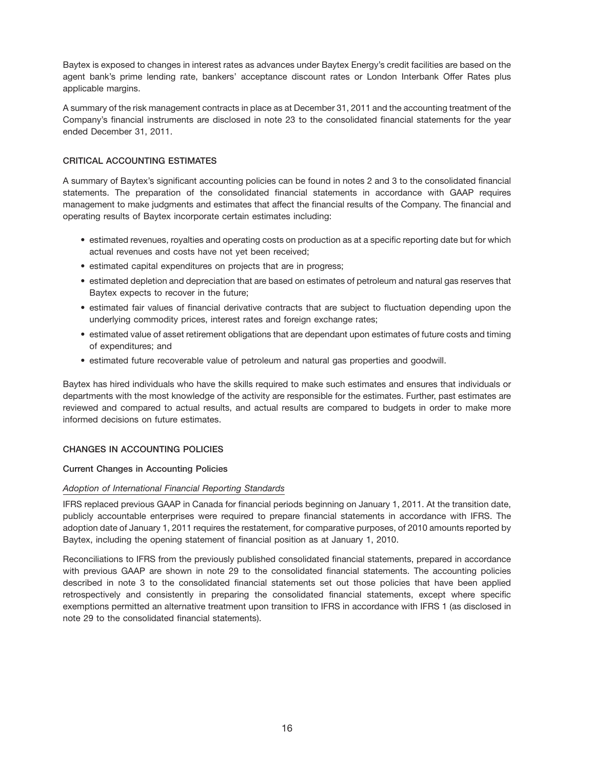Baytex is exposed to changes in interest rates as advances under Baytex Energy's credit facilities are based on the agent bank's prime lending rate, bankers' acceptance discount rates or London Interbank Offer Rates plus applicable margins.

A summary of the risk management contracts in place as at December 31, 2011 and the accounting treatment of the Company's financial instruments are disclosed in note 23 to the consolidated financial statements for the year ended December 31, 2011.

## CRITICAL ACCOUNTING ESTIMATES

A summary of Baytex's significant accounting policies can be found in notes 2 and 3 to the consolidated financial statements. The preparation of the consolidated financial statements in accordance with GAAP requires management to make judgments and estimates that affect the financial results of the Company. The financial and operating results of Baytex incorporate certain estimates including:

- estimated revenues, royalties and operating costs on production as at a specific reporting date but for which actual revenues and costs have not yet been received;
- estimated capital expenditures on projects that are in progress;
- estimated depletion and depreciation that are based on estimates of petroleum and natural gas reserves that Baytex expects to recover in the future;
- estimated fair values of financial derivative contracts that are subject to fluctuation depending upon the underlying commodity prices, interest rates and foreign exchange rates;
- estimated value of asset retirement obligations that are dependant upon estimates of future costs and timing of expenditures; and
- estimated future recoverable value of petroleum and natural gas properties and goodwill.

Baytex has hired individuals who have the skills required to make such estimates and ensures that individuals or departments with the most knowledge of the activity are responsible for the estimates. Further, past estimates are reviewed and compared to actual results, and actual results are compared to budgets in order to make more informed decisions on future estimates.

## CHANGES IN ACCOUNTING POLICIES

### Current Changes in Accounting Policies

*Adoption of International Financial Reporting Standards*

IFRS replaced previous GAAP in Canada for financial periods beginning on January 1, 2011. At the transition date, publicly accountable enterprises were required to prepare financial statements in accordance with IFRS. The adoption date of January 1, 2011 requires the restatement, for comparative purposes, of 2010 amounts reported by Baytex, including the opening statement of financial position as at January 1, 2010.

Reconciliations to IFRS from the previously published consolidated financial statements, prepared in accordance with previous GAAP are shown in note 29 to the consolidated financial statements. The accounting policies described in note 3 to the consolidated financial statements set out those policies that have been applied retrospectively and consistently in preparing the consolidated financial statements, except where specific exemptions permitted an alternative treatment upon transition to IFRS in accordance with IFRS 1 (as disclosed in note 29 to the consolidated financial statements).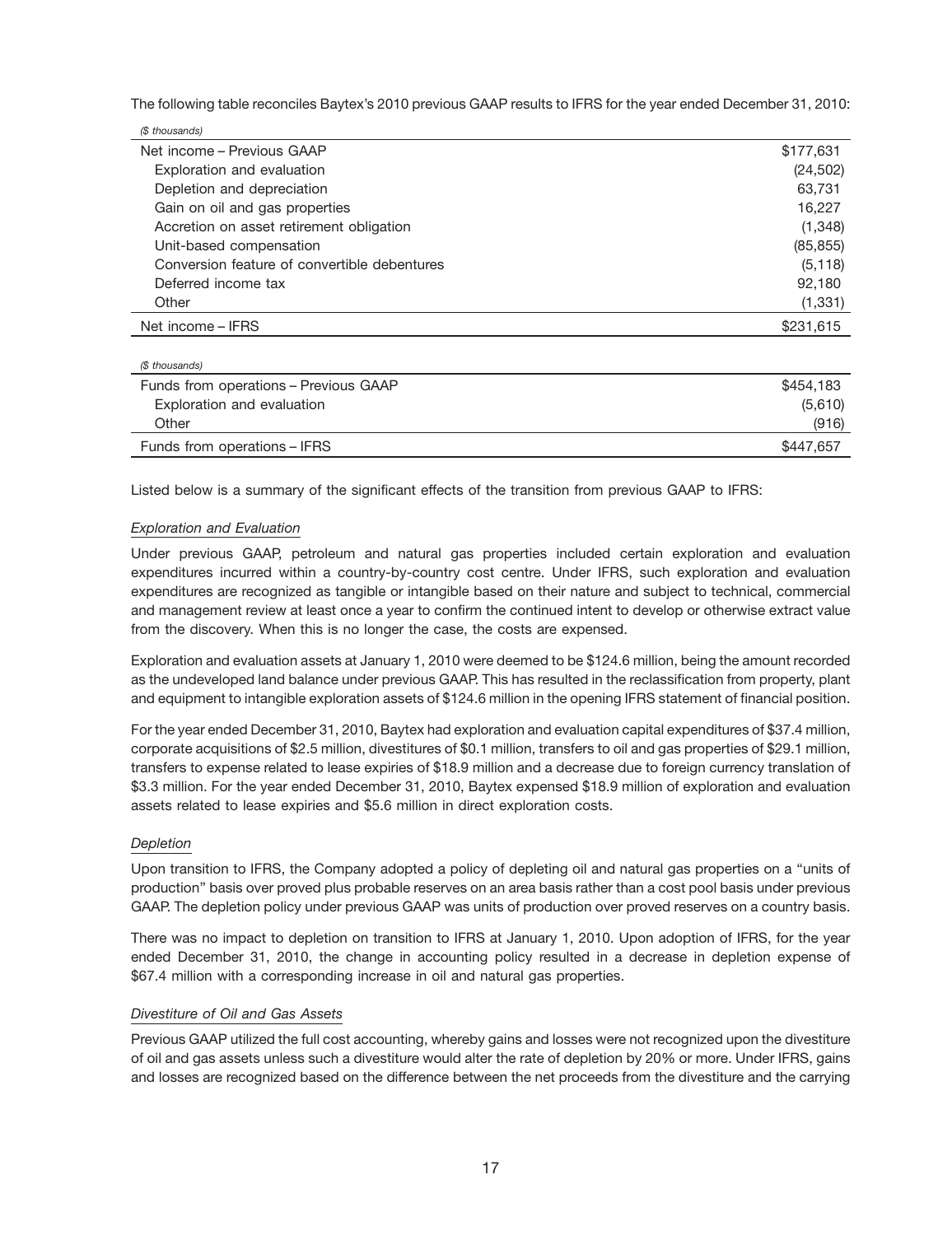The following table reconciles Baytex's 2010 previous GAAP results to IFRS for the year ended December 31, 2010:

| *($ thousands)* | |
|---|---|
| Net income – Previous GAAP | $177,631 |
| Exploration and evaluation | (24,502) |
| Depletion and depreciation | 63,731 |
| Gain on oil and gas properties | 16,227 |
| Accretion on asset retirement obligation | (1,348) |
| Unit-based compensation | (85,855) |
| Conversion feature of convertible debentures | (5,118) |
| Deferred income tax | 92,180 |
| Other | (1,331) |
| Net income – IFRS | $231,615 |

| *($ thousands)* | |
|---|---|
| Funds from operations – Previous GAAP | $454,183 |
| Exploration and evaluation | (5,610) |
| Other | (916) |
| Funds from operations – IFRS | $447,657 |

Listed below is a summary of the significant effects of the transition from previous GAAP to IFRS:

*Exploration and Evaluation*

Under previous GAAP, petroleum and natural gas properties included certain exploration and evaluation expenditures incurred within a country-by-country cost centre. Under IFRS, such exploration and evaluation expenditures are recognized as tangible or intangible based on their nature and subject to technical, commercial and management review at least once a year to confirm the continued intent to develop or otherwise extract value from the discovery. When this is no longer the case, the costs are expensed.

Exploration and evaluation assets at January 1, 2010 were deemed to be $124.6 million, being the amount recorded as the undeveloped land balance under previous GAAP. This has resulted in the reclassification from property, plant and equipment to intangible exploration assets of $124.6 million in the opening IFRS statement of financial position.

For the year ended December 31, 2010, Baytex had exploration and evaluation capital expenditures of $37.4 million, corporate acquisitions of $2.5 million, divestitures of $0.1 million, transfers to oil and gas properties of $29.1 million, transfers to expense related to lease expiries of $18.9 million and a decrease due to foreign currency translation of $3.3 million. For the year ended December 31, 2010, Baytex expensed $18.9 million of exploration and evaluation assets related to lease expiries and $5.6 million in direct exploration costs.

*Depletion*

Upon transition to IFRS, the Company adopted a policy of depleting oil and natural gas properties on a "units of production" basis over proved plus probable reserves on an area basis rather than a cost pool basis under previous GAAP. The depletion policy under previous GAAP was units of production over proved reserves on a country basis.

There was no impact to depletion on transition to IFRS at January 1, 2010. Upon adoption of IFRS, for the year ended December 31, 2010, the change in accounting policy resulted in a decrease in depletion expense of $67.4 million with a corresponding increase in oil and natural gas properties.

*Divestiture of Oil and Gas Assets*

Previous GAAP utilized the full cost accounting, whereby gains and losses were not recognized upon the divestiture of oil and gas assets unless such a divestiture would alter the rate of depletion by 20% or more. Under IFRS, gains and losses are recognized based on the difference between the net proceeds from the divestiture and the carrying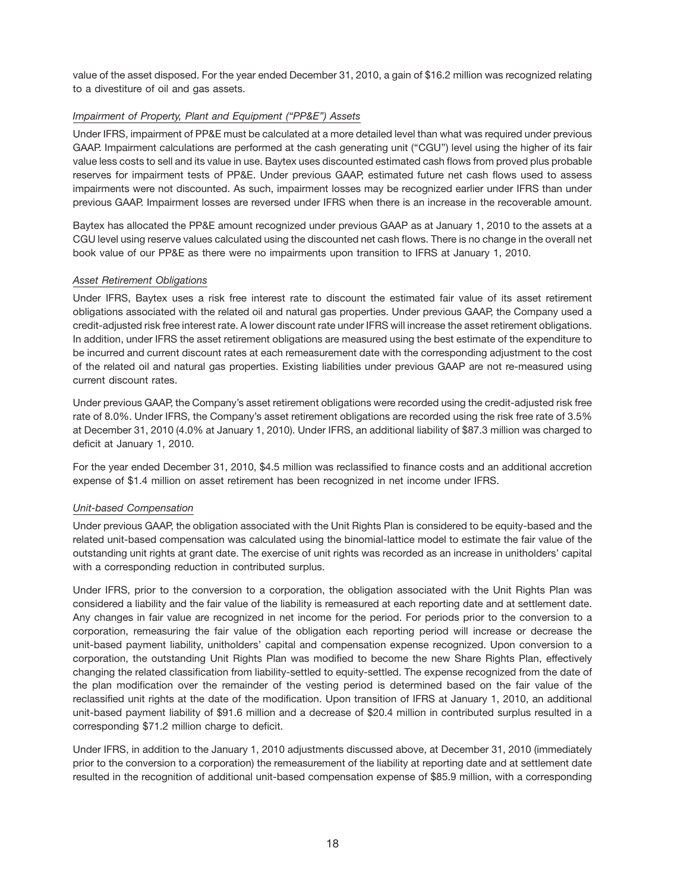value of the asset disposed. For the year ended December 31, 2010, a gain of $16.2 million was recognized relating to a divestiture of oil and gas assets.

*Impairment of Property, Plant and Equipment ("PP&E") Assets*

Under IFRS, impairment of PP&E must be calculated at a more detailed level than what was required under previous GAAP. Impairment calculations are performed at the cash generating unit ("CGU") level using the higher of its fair value less costs to sell and its value in use. Baytex uses discounted estimated cash flows from proved plus probable reserves for impairment tests of PP&E. Under previous GAAP, estimated future net cash flows used to assess impairments were not discounted. As such, impairment losses may be recognized earlier under IFRS than under previous GAAP. Impairment losses are reversed under IFRS when there is an increase in the recoverable amount.

Baytex has allocated the PP&E amount recognized under previous GAAP as at January 1, 2010 to the assets at a CGU level using reserve values calculated using the discounted net cash flows. There is no change in the overall net book value of our PP&E as there were no impairments upon transition to IFRS at January 1, 2010.

*Asset Retirement Obligations*

Under IFRS, Baytex uses a risk free interest rate to discount the estimated fair value of its asset retirement obligations associated with the related oil and natural gas properties. Under previous GAAP, the Company used a credit-adjusted risk free interest rate. A lower discount rate under IFRS will increase the asset retirement obligations. In addition, under IFRS the asset retirement obligations are measured using the best estimate of the expenditure to be incurred and current discount rates at each remeasurement date with the corresponding adjustment to the cost of the related oil and natural gas properties. Existing liabilities under previous GAAP are not re-measured using current discount rates.

Under previous GAAP, the Company's asset retirement obligations were recorded using the credit-adjusted risk free rate of 8.0%. Under IFRS, the Company's asset retirement obligations are recorded using the risk free rate of 3.5% at December 31, 2010 (4.0% at January 1, 2010). Under IFRS, an additional liability of $87.3 million was charged to deficit at January 1, 2010.

For the year ended December 31, 2010, $4.5 million was reclassified to finance costs and an additional accretion expense of $1.4 million on asset retirement has been recognized in net income under IFRS.

*Unit-based Compensation*

Under previous GAAP, the obligation associated with the Unit Rights Plan is considered to be equity-based and the related unit-based compensation was calculated using the binomial-lattice model to estimate the fair value of the outstanding unit rights at grant date. The exercise of unit rights was recorded as an increase in unitholders' capital with a corresponding reduction in contributed surplus.

Under IFRS, prior to the conversion to a corporation, the obligation associated with the Unit Rights Plan was considered a liability and the fair value of the liability is remeasured at each reporting date and at settlement date. Any changes in fair value are recognized in net income for the period. For periods prior to the conversion to a corporation, remeasuring the fair value of the obligation each reporting period will increase or decrease the unit-based payment liability, unitholders' capital and compensation expense recognized. Upon conversion to a corporation, the outstanding Unit Rights Plan was modified to become the new Share Rights Plan, effectively changing the related classification from liability-settled to equity-settled. The expense recognized from the date of the plan modification over the remainder of the vesting period is determined based on the fair value of the reclassified unit rights at the date of the modification. Upon transition of IFRS at January 1, 2010, an additional unit-based payment liability of $91.6 million and a decrease of $20.4 million in contributed surplus resulted in a corresponding $71.2 million charge to deficit.

Under IFRS, in addition to the January 1, 2010 adjustments discussed above, at December 31, 2010 (immediately prior to the conversion to a corporation) the remeasurement of the liability at reporting date and at settlement date resulted in the recognition of additional unit-based compensation expense of $85.9 million, with a corresponding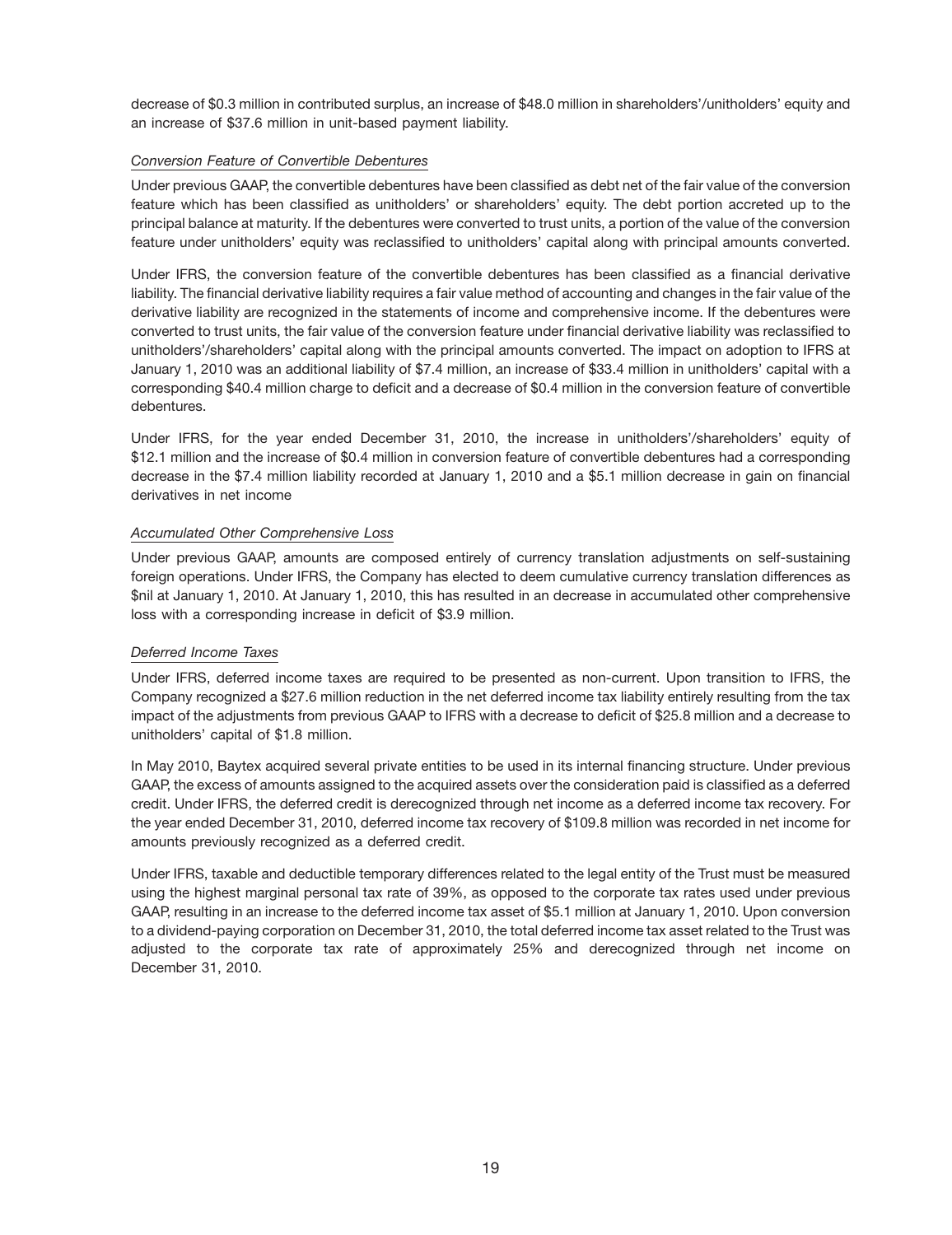decrease of $0.3 million in contributed surplus, an increase of $48.0 million in shareholders'/unitholders' equity and an increase of $37.6 million in unit-based payment liability.

*Conversion Feature of Convertible Debentures*

Under previous GAAP, the convertible debentures have been classified as debt net of the fair value of the conversion feature which has been classified as unitholders' or shareholders' equity. The debt portion accreted up to the principal balance at maturity. If the debentures were converted to trust units, a portion of the value of the conversion feature under unitholders' equity was reclassified to unitholders' capital along with principal amounts converted.

Under IFRS, the conversion feature of the convertible debentures has been classified as a financial derivative liability. The financial derivative liability requires a fair value method of accounting and changes in the fair value of the derivative liability are recognized in the statements of income and comprehensive income. If the debentures were converted to trust units, the fair value of the conversion feature under financial derivative liability was reclassified to unitholders'/shareholders' capital along with the principal amounts converted. The impact on adoption to IFRS at January 1, 2010 was an additional liability of $7.4 million, an increase of $33.4 million in unitholders' capital with a corresponding $40.4 million charge to deficit and a decrease of $0.4 million in the conversion feature of convertible debentures.

Under IFRS, for the year ended December 31, 2010, the increase in unitholders'/shareholders' equity of $12.1 million and the increase of $0.4 million in conversion feature of convertible debentures had a corresponding decrease in the $7.4 million liability recorded at January 1, 2010 and a $5.1 million decrease in gain on financial derivatives in net income

*Accumulated Other Comprehensive Loss*

Under previous GAAP, amounts are composed entirely of currency translation adjustments on self-sustaining foreign operations. Under IFRS, the Company has elected to deem cumulative currency translation differences as $nil at January 1, 2010. At January 1, 2010, this has resulted in an decrease in accumulated other comprehensive loss with a corresponding increase in deficit of $3.9 million.

*Deferred Income Taxes*

Under IFRS, deferred income taxes are required to be presented as non-current. Upon transition to IFRS, the Company recognized a $27.6 million reduction in the net deferred income tax liability entirely resulting from the tax impact of the adjustments from previous GAAP to IFRS with a decrease to deficit of $25.8 million and a decrease to unitholders' capital of $1.8 million.

In May 2010, Baytex acquired several private entities to be used in its internal financing structure. Under previous GAAP, the excess of amounts assigned to the acquired assets over the consideration paid is classified as a deferred credit. Under IFRS, the deferred credit is derecognized through net income as a deferred income tax recovery. For the year ended December 31, 2010, deferred income tax recovery of $109.8 million was recorded in net income for amounts previously recognized as a deferred credit.

Under IFRS, taxable and deductible temporary differences related to the legal entity of the Trust must be measured using the highest marginal personal tax rate of 39%, as opposed to the corporate tax rates used under previous GAAP, resulting in an increase to the deferred income tax asset of $5.1 million at January 1, 2010. Upon conversion to a dividend-paying corporation on December 31, 2010, the total deferred income tax asset related to the Trust was adjusted to the corporate tax rate of approximately 25% and derecognized through net income on December 31, 2010.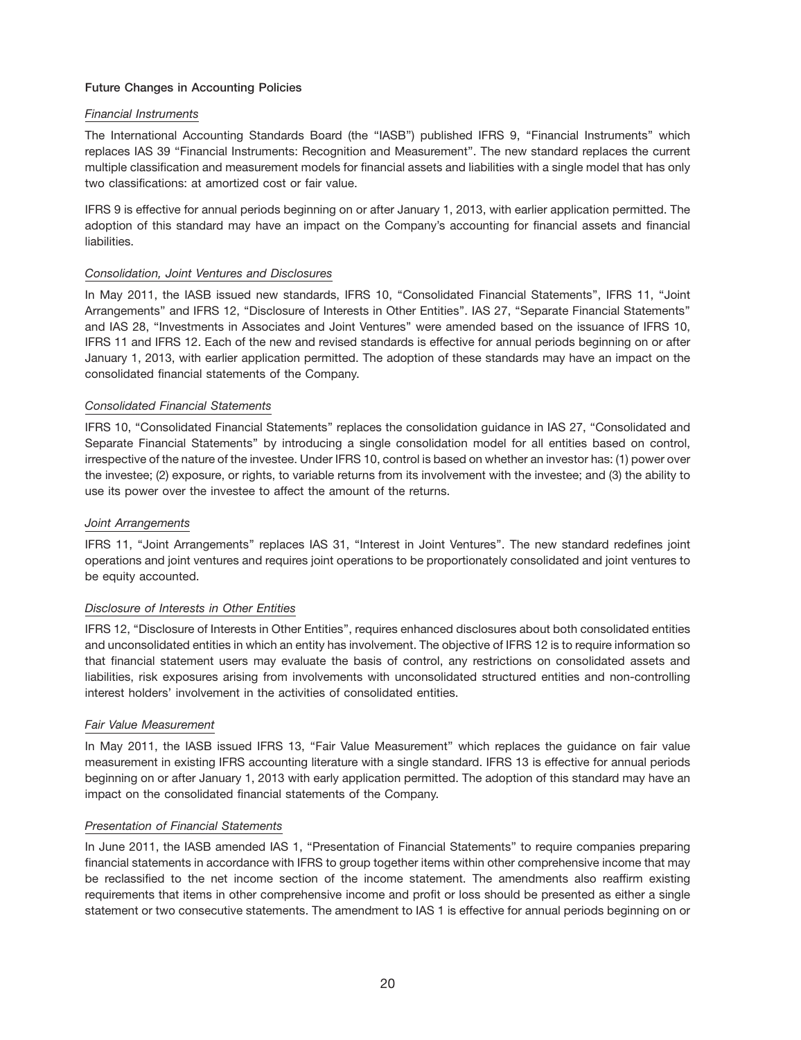## Future Changes in Accounting Policies

### *Financial Instruments*

The International Accounting Standards Board (the "IASB") published IFRS 9, "Financial Instruments" which replaces IAS 39 "Financial Instruments: Recognition and Measurement". The new standard replaces the current multiple classification and measurement models for financial assets and liabilities with a single model that has only two classifications: at amortized cost or fair value.

IFRS 9 is effective for annual periods beginning on or after January 1, 2013, with earlier application permitted. The adoption of this standard may have an impact on the Company's accounting for financial assets and financial liabilities.

### *Consolidation, Joint Ventures and Disclosures*

In May 2011, the IASB issued new standards, IFRS 10, "Consolidated Financial Statements", IFRS 11, "Joint Arrangements" and IFRS 12, "Disclosure of Interests in Other Entities". IAS 27, "Separate Financial Statements" and IAS 28, "Investments in Associates and Joint Ventures" were amended based on the issuance of IFRS 10, IFRS 11 and IFRS 12. Each of the new and revised standards is effective for annual periods beginning on or after January 1, 2013, with earlier application permitted. The adoption of these standards may have an impact on the consolidated financial statements of the Company.

### *Consolidated Financial Statements*

IFRS 10, "Consolidated Financial Statements" replaces the consolidation guidance in IAS 27, "Consolidated and Separate Financial Statements" by introducing a single consolidation model for all entities based on control, irrespective of the nature of the investee. Under IFRS 10, control is based on whether an investor has: (1) power over the investee; (2) exposure, or rights, to variable returns from its involvement with the investee; and (3) the ability to use its power over the investee to affect the amount of the returns.

### *Joint Arrangements*

IFRS 11, "Joint Arrangements" replaces IAS 31, "Interest in Joint Ventures". The new standard redefines joint operations and joint ventures and requires joint operations to be proportionately consolidated and joint ventures to be equity accounted.

### *Disclosure of Interests in Other Entities*

IFRS 12, "Disclosure of Interests in Other Entities", requires enhanced disclosures about both consolidated entities and unconsolidated entities in which an entity has involvement. The objective of IFRS 12 is to require information so that financial statement users may evaluate the basis of control, any restrictions on consolidated assets and liabilities, risk exposures arising from involvements with unconsolidated structured entities and non-controlling interest holders' involvement in the activities of consolidated entities.

### *Fair Value Measurement*

In May 2011, the IASB issued IFRS 13, "Fair Value Measurement" which replaces the guidance on fair value measurement in existing IFRS accounting literature with a single standard. IFRS 13 is effective for annual periods beginning on or after January 1, 2013 with early application permitted. The adoption of this standard may have an impact on the consolidated financial statements of the Company.

### *Presentation of Financial Statements*

In June 2011, the IASB amended IAS 1, "Presentation of Financial Statements" to require companies preparing financial statements in accordance with IFRS to group together items within other comprehensive income that may be reclassified to the net income section of the income statement. The amendments also reaffirm existing requirements that items in other comprehensive income and profit or loss should be presented as either a single statement or two consecutive statements. The amendment to IAS 1 is effective for annual periods beginning on or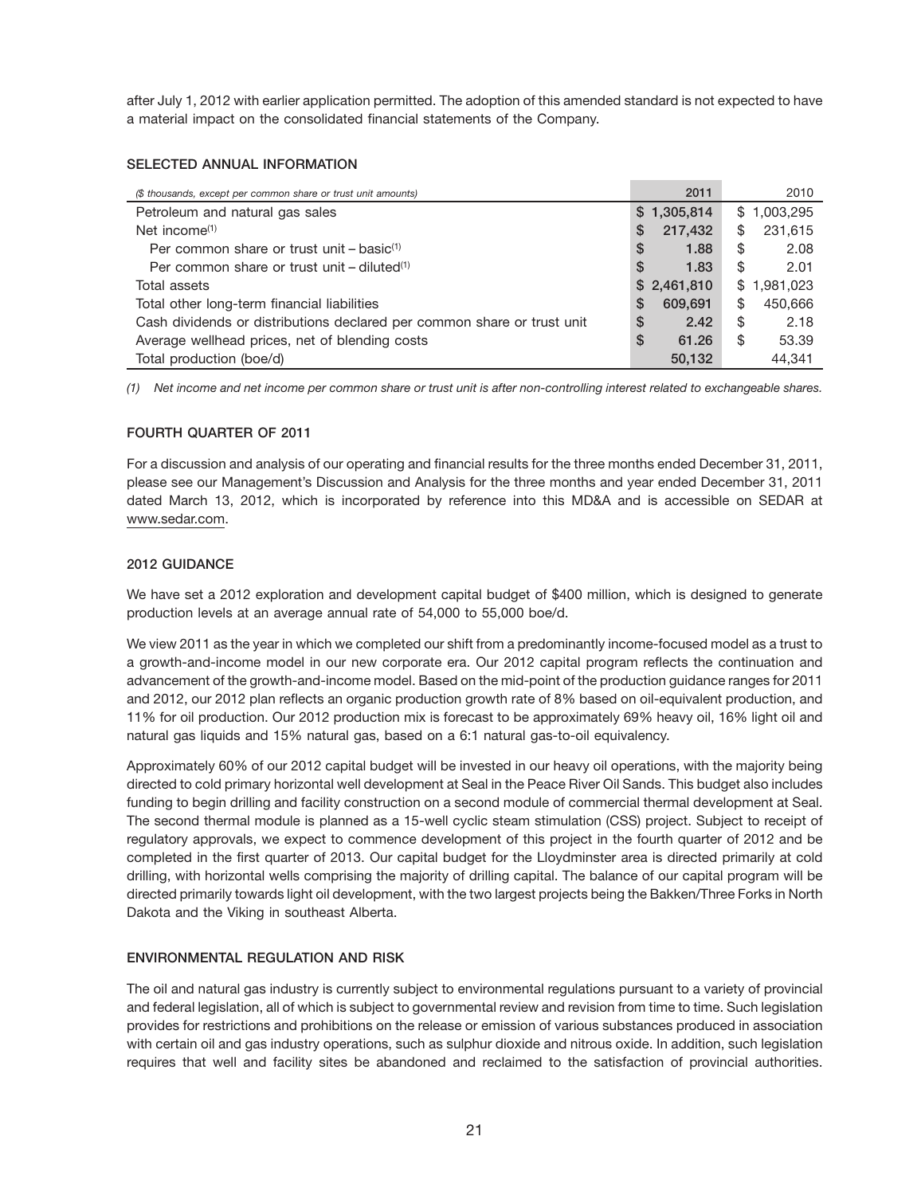after July 1, 2012 with earlier application permitted. The adoption of this amended standard is not expected to have a material impact on the consolidated financial statements of the Company.

## SELECTED ANNUAL INFORMATION

| *($ thousands, except per common share or trust unit amounts)* | 2011 | 2010 |
|---|---|---|
| Petroleum and natural gas sales | $ 1,305,814 | $ 1,003,295 |
| Net income(1) | $ 217,432 | $ 231,615 |
| Per common share or trust unit – basic(1) | $ 1.88 | $ 2.08 |
| Per common share or trust unit – diluted(1) | $ 1.83 | $ 2.01 |
| Total assets | $ 2,461,810 | $ 1,981,023 |
| Total other long-term financial liabilities | $ 609,691 | $ 450,666 |
| Cash dividends or distributions declared per common share or trust unit | $ 2.42 | $ 2.18 |
| Average wellhead prices, net of blending costs | $ 61.26 | $ 53.39 |
| Total production (boe/d) | 50,132 | 44,341 |

*(1) Net income and net income per common share or trust unit is after non-controlling interest related to exchangeable shares.*

## FOURTH QUARTER OF 2011

For a discussion and analysis of our operating and financial results for the three months ended December 31, 2011, please see our Management's Discussion and Analysis for the three months and year ended December 31, 2011 dated March 13, 2012, which is incorporated by reference into this MD&A and is accessible on SEDAR at www.sedar.com.

## 2012 GUIDANCE

We have set a 2012 exploration and development capital budget of $400 million, which is designed to generate production levels at an average annual rate of 54,000 to 55,000 boe/d.

We view 2011 as the year in which we completed our shift from a predominantly income-focused model as a trust to a growth-and-income model in our new corporate era. Our 2012 capital program reflects the continuation and advancement of the growth-and-income model. Based on the mid-point of the production guidance ranges for 2011 and 2012, our 2012 plan reflects an organic production growth rate of 8% based on oil-equivalent production, and 11% for oil production. Our 2012 production mix is forecast to be approximately 69% heavy oil, 16% light oil and natural gas liquids and 15% natural gas, based on a 6:1 natural gas-to-oil equivalency.

Approximately 60% of our 2012 capital budget will be invested in our heavy oil operations, with the majority being directed to cold primary horizontal well development at Seal in the Peace River Oil Sands. This budget also includes funding to begin drilling and facility construction on a second module of commercial thermal development at Seal. The second thermal module is planned as a 15-well cyclic steam stimulation (CSS) project. Subject to receipt of regulatory approvals, we expect to commence development of this project in the fourth quarter of 2012 and be completed in the first quarter of 2013. Our capital budget for the Lloydminster area is directed primarily at cold drilling, with horizontal wells comprising the majority of drilling capital. The balance of our capital program will be directed primarily towards light oil development, with the two largest projects being the Bakken/Three Forks in North Dakota and the Viking in southeast Alberta.

## ENVIRONMENTAL REGULATION AND RISK

The oil and natural gas industry is currently subject to environmental regulations pursuant to a variety of provincial and federal legislation, all of which is subject to governmental review and revision from time to time. Such legislation provides for restrictions and prohibitions on the release or emission of various substances produced in association with certain oil and gas industry operations, such as sulphur dioxide and nitrous oxide. In addition, such legislation requires that well and facility sites be abandoned and reclaimed to the satisfaction of provincial authorities.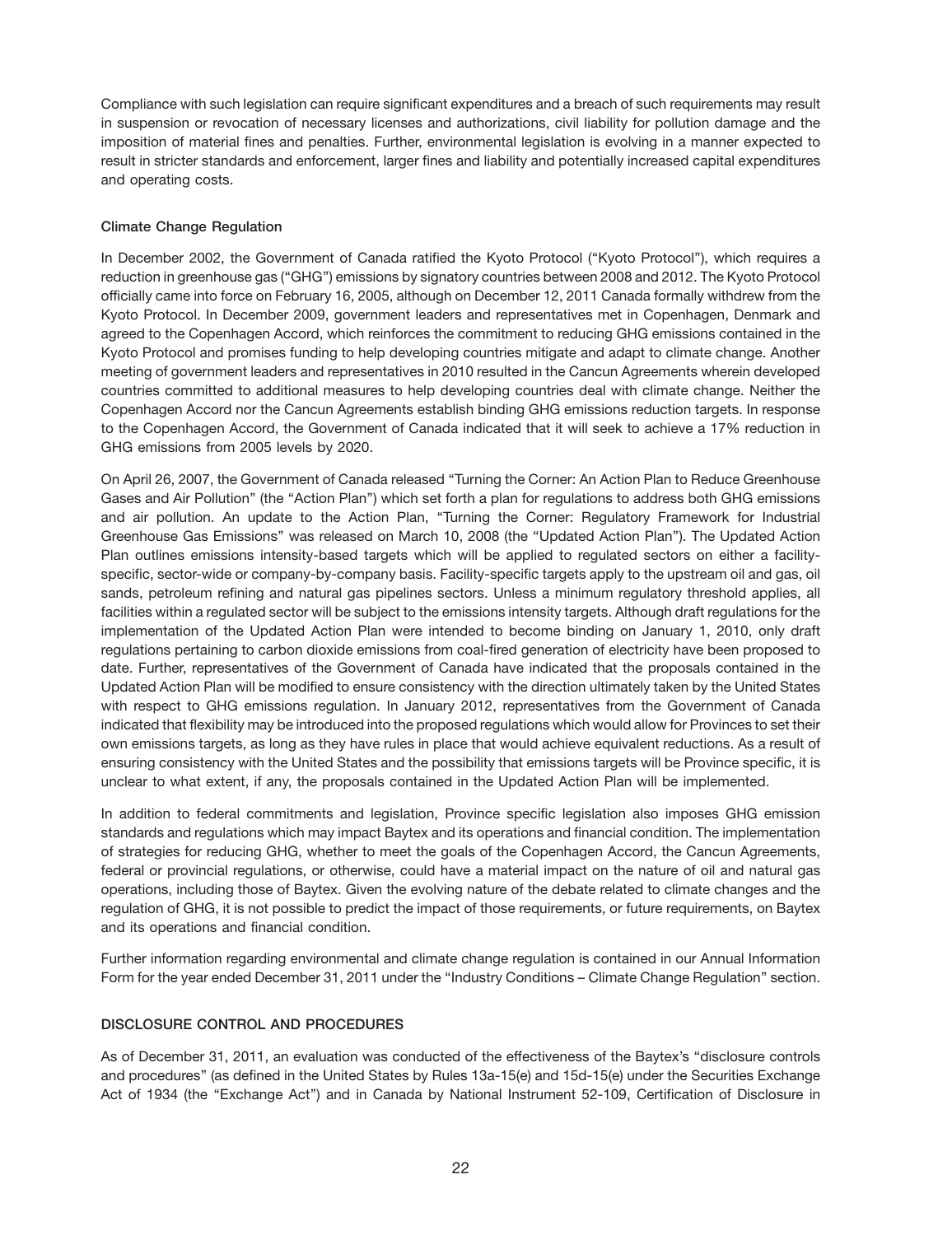Compliance with such legislation can require significant expenditures and a breach of such requirements may result in suspension or revocation of necessary licenses and authorizations, civil liability for pollution damage and the imposition of material fines and penalties. Further, environmental legislation is evolving in a manner expected to result in stricter standards and enforcement, larger fines and liability and potentially increased capital expenditures and operating costs.

### Climate Change Regulation

In December 2002, the Government of Canada ratified the Kyoto Protocol ("Kyoto Protocol"), which requires a reduction in greenhouse gas ("GHG") emissions by signatory countries between 2008 and 2012. The Kyoto Protocol officially came into force on February 16, 2005, although on December 12, 2011 Canada formally withdrew from the Kyoto Protocol. In December 2009, government leaders and representatives met in Copenhagen, Denmark and agreed to the Copenhagen Accord, which reinforces the commitment to reducing GHG emissions contained in the Kyoto Protocol and promises funding to help developing countries mitigate and adapt to climate change. Another meeting of government leaders and representatives in 2010 resulted in the Cancun Agreements wherein developed countries committed to additional measures to help developing countries deal with climate change. Neither the Copenhagen Accord nor the Cancun Agreements establish binding GHG emissions reduction targets. In response to the Copenhagen Accord, the Government of Canada indicated that it will seek to achieve a 17% reduction in GHG emissions from 2005 levels by 2020.

On April 26, 2007, the Government of Canada released "Turning the Corner: An Action Plan to Reduce Greenhouse Gases and Air Pollution" (the "Action Plan") which set forth a plan for regulations to address both GHG emissions and air pollution. An update to the Action Plan, "Turning the Corner: Regulatory Framework for Industrial Greenhouse Gas Emissions" was released on March 10, 2008 (the "Updated Action Plan"). The Updated Action Plan outlines emissions intensity-based targets which will be applied to regulated sectors on either a facility-specific, sector-wide or company-by-company basis. Facility-specific targets apply to the upstream oil and gas, oil sands, petroleum refining and natural gas pipelines sectors. Unless a minimum regulatory threshold applies, all facilities within a regulated sector will be subject to the emissions intensity targets. Although draft regulations for the implementation of the Updated Action Plan were intended to become binding on January 1, 2010, only draft regulations pertaining to carbon dioxide emissions from coal-fired generation of electricity have been proposed to date. Further, representatives of the Government of Canada have indicated that the proposals contained in the Updated Action Plan will be modified to ensure consistency with the direction ultimately taken by the United States with respect to GHG emissions regulation. In January 2012, representatives from the Government of Canada indicated that flexibility may be introduced into the proposed regulations which would allow for Provinces to set their own emissions targets, as long as they have rules in place that would achieve equivalent reductions. As a result of ensuring consistency with the United States and the possibility that emissions targets will be Province specific, it is unclear to what extent, if any, the proposals contained in the Updated Action Plan will be implemented.

In addition to federal commitments and legislation, Province specific legislation also imposes GHG emission standards and regulations which may impact Baytex and its operations and financial condition. The implementation of strategies for reducing GHG, whether to meet the goals of the Copenhagen Accord, the Cancun Agreements, federal or provincial regulations, or otherwise, could have a material impact on the nature of oil and natural gas operations, including those of Baytex. Given the evolving nature of the debate related to climate changes and the regulation of GHG, it is not possible to predict the impact of those requirements, or future requirements, on Baytex and its operations and financial condition.

Further information regarding environmental and climate change regulation is contained in our Annual Information Form for the year ended December 31, 2011 under the "Industry Conditions – Climate Change Regulation" section.

## DISCLOSURE CONTROL AND PROCEDURES

As of December 31, 2011, an evaluation was conducted of the effectiveness of the Baytex's "disclosure controls and procedures" (as defined in the United States by Rules 13a-15(e) and 15d-15(e) under the Securities Exchange Act of 1934 (the "Exchange Act") and in Canada by National Instrument 52-109, Certification of Disclosure in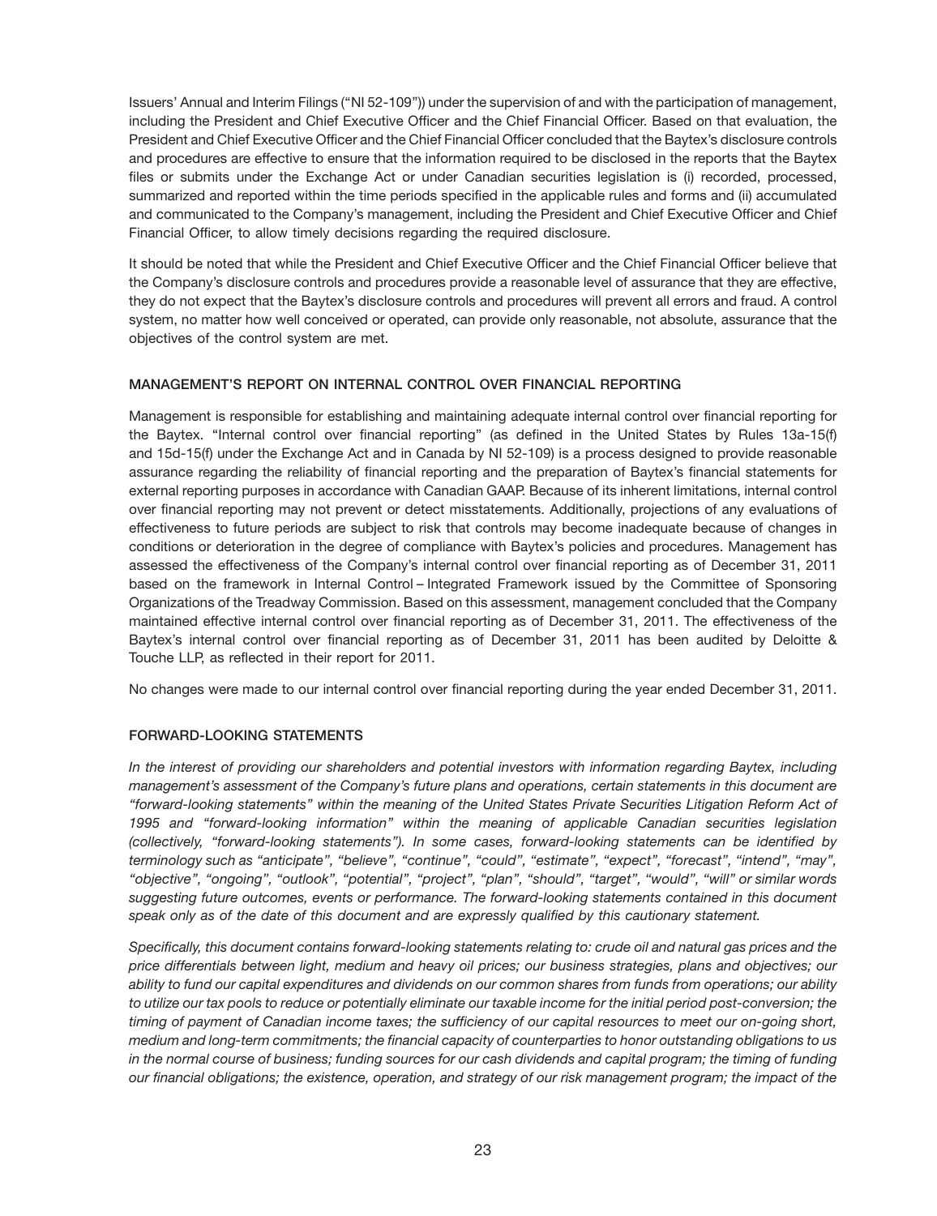Issuers' Annual and Interim Filings ("NI 52-109")) under the supervision of and with the participation of management, including the President and Chief Executive Officer and the Chief Financial Officer. Based on that evaluation, the President and Chief Executive Officer and the Chief Financial Officer concluded that the Baytex's disclosure controls and procedures are effective to ensure that the information required to be disclosed in the reports that the Baytex files or submits under the Exchange Act or under Canadian securities legislation is (i) recorded, processed, summarized and reported within the time periods specified in the applicable rules and forms and (ii) accumulated and communicated to the Company's management, including the President and Chief Executive Officer and Chief Financial Officer, to allow timely decisions regarding the required disclosure.

It should be noted that while the President and Chief Executive Officer and the Chief Financial Officer believe that the Company's disclosure controls and procedures provide a reasonable level of assurance that they are effective, they do not expect that the Baytex's disclosure controls and procedures will prevent all errors and fraud. A control system, no matter how well conceived or operated, can provide only reasonable, not absolute, assurance that the objectives of the control system are met.

## MANAGEMENT'S REPORT ON INTERNAL CONTROL OVER FINANCIAL REPORTING

Management is responsible for establishing and maintaining adequate internal control over financial reporting for the Baytex. "Internal control over financial reporting" (as defined in the United States by Rules 13a-15(f) and 15d-15(f) under the Exchange Act and in Canada by NI 52-109) is a process designed to provide reasonable assurance regarding the reliability of financial reporting and the preparation of Baytex's financial statements for external reporting purposes in accordance with Canadian GAAP. Because of its inherent limitations, internal control over financial reporting may not prevent or detect misstatements. Additionally, projections of any evaluations of effectiveness to future periods are subject to risk that controls may become inadequate because of changes in conditions or deterioration in the degree of compliance with Baytex's policies and procedures. Management has assessed the effectiveness of the Company's internal control over financial reporting as of December 31, 2011 based on the framework in Internal Control – Integrated Framework issued by the Committee of Sponsoring Organizations of the Treadway Commission. Based on this assessment, management concluded that the Company maintained effective internal control over financial reporting as of December 31, 2011. The effectiveness of the Baytex's internal control over financial reporting as of December 31, 2011 has been audited by Deloitte & Touche LLP, as reflected in their report for 2011.

No changes were made to our internal control over financial reporting during the year ended December 31, 2011.

## FORWARD-LOOKING STATEMENTS

*In the interest of providing our shareholders and potential investors with information regarding Baytex, including management's assessment of the Company's future plans and operations, certain statements in this document are "forward-looking statements" within the meaning of the United States Private Securities Litigation Reform Act of 1995 and "forward-looking information" within the meaning of applicable Canadian securities legislation (collectively, "forward-looking statements"). In some cases, forward-looking statements can be identified by terminology such as "anticipate", "believe", "continue", "could", "estimate", "expect", "forecast", "intend", "may", "objective", "ongoing", "outlook", "potential", "project", "plan", "should", "target", "would", "will" or similar words suggesting future outcomes, events or performance. The forward-looking statements contained in this document speak only as of the date of this document and are expressly qualified by this cautionary statement.*

*Specifically, this document contains forward-looking statements relating to: crude oil and natural gas prices and the price differentials between light, medium and heavy oil prices; our business strategies, plans and objectives; our ability to fund our capital expenditures and dividends on our common shares from funds from operations; our ability to utilize our tax pools to reduce or potentially eliminate our taxable income for the initial period post-conversion; the timing of payment of Canadian income taxes; the sufficiency of our capital resources to meet our on-going short, medium and long-term commitments; the financial capacity of counterparties to honor outstanding obligations to us in the normal course of business; funding sources for our cash dividends and capital program; the timing of funding our financial obligations; the existence, operation, and strategy of our risk management program; the impact of the*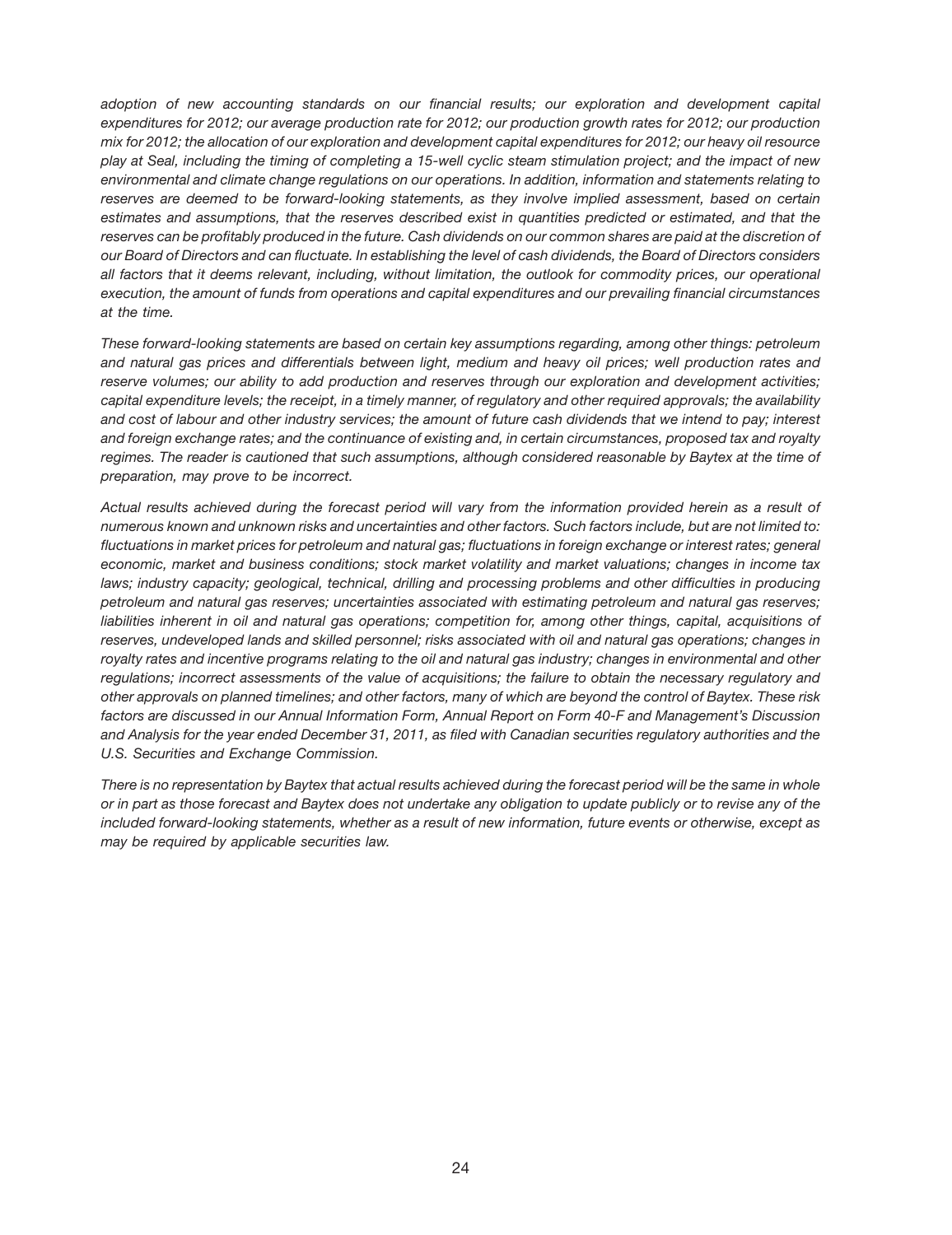*adoption of new accounting standards on our financial results; our exploration and development capital expenditures for 2012; our average production rate for 2012; our production growth rates for 2012; our production mix for 2012; the allocation of our exploration and development capital expenditures for 2012; our heavy oil resource play at Seal, including the timing of completing a 15-well cyclic steam stimulation project; and the impact of new environmental and climate change regulations on our operations. In addition, information and statements relating to reserves are deemed to be forward-looking statements, as they involve implied assessment, based on certain estimates and assumptions, that the reserves described exist in quantities predicted or estimated, and that the reserves can be profitably produced in the future. Cash dividends on our common shares are paid at the discretion of our Board of Directors and can fluctuate. In establishing the level of cash dividends, the Board of Directors considers all factors that it deems relevant, including, without limitation, the outlook for commodity prices, our operational execution, the amount of funds from operations and capital expenditures and our prevailing financial circumstances at the time.*

*These forward-looking statements are based on certain key assumptions regarding, among other things: petroleum and natural gas prices and differentials between light, medium and heavy oil prices; well production rates and reserve volumes; our ability to add production and reserves through our exploration and development activities; capital expenditure levels; the receipt, in a timely manner, of regulatory and other required approvals; the availability and cost of labour and other industry services; the amount of future cash dividends that we intend to pay; interest and foreign exchange rates; and the continuance of existing and, in certain circumstances, proposed tax and royalty regimes. The reader is cautioned that such assumptions, although considered reasonable by Baytex at the time of preparation, may prove to be incorrect.*

*Actual results achieved during the forecast period will vary from the information provided herein as a result of numerous known and unknown risks and uncertainties and other factors. Such factors include, but are not limited to: fluctuations in market prices for petroleum and natural gas; fluctuations in foreign exchange or interest rates; general economic, market and business conditions; stock market volatility and market valuations; changes in income tax laws; industry capacity; geological, technical, drilling and processing problems and other difficulties in producing petroleum and natural gas reserves; uncertainties associated with estimating petroleum and natural gas reserves; liabilities inherent in oil and natural gas operations; competition for, among other things, capital, acquisitions of reserves, undeveloped lands and skilled personnel; risks associated with oil and natural gas operations; changes in royalty rates and incentive programs relating to the oil and natural gas industry; changes in environmental and other regulations; incorrect assessments of the value of acquisitions; the failure to obtain the necessary regulatory and other approvals on planned timelines; and other factors, many of which are beyond the control of Baytex. These risk factors are discussed in our Annual Information Form, Annual Report on Form 40-F and Management's Discussion and Analysis for the year ended December 31, 2011, as filed with Canadian securities regulatory authorities and the U.S. Securities and Exchange Commission.*

*There is no representation by Baytex that actual results achieved during the forecast period will be the same in whole or in part as those forecast and Baytex does not undertake any obligation to update publicly or to revise any of the included forward-looking statements, whether as a result of new information, future events or otherwise, except as may be required by applicable securities law.*